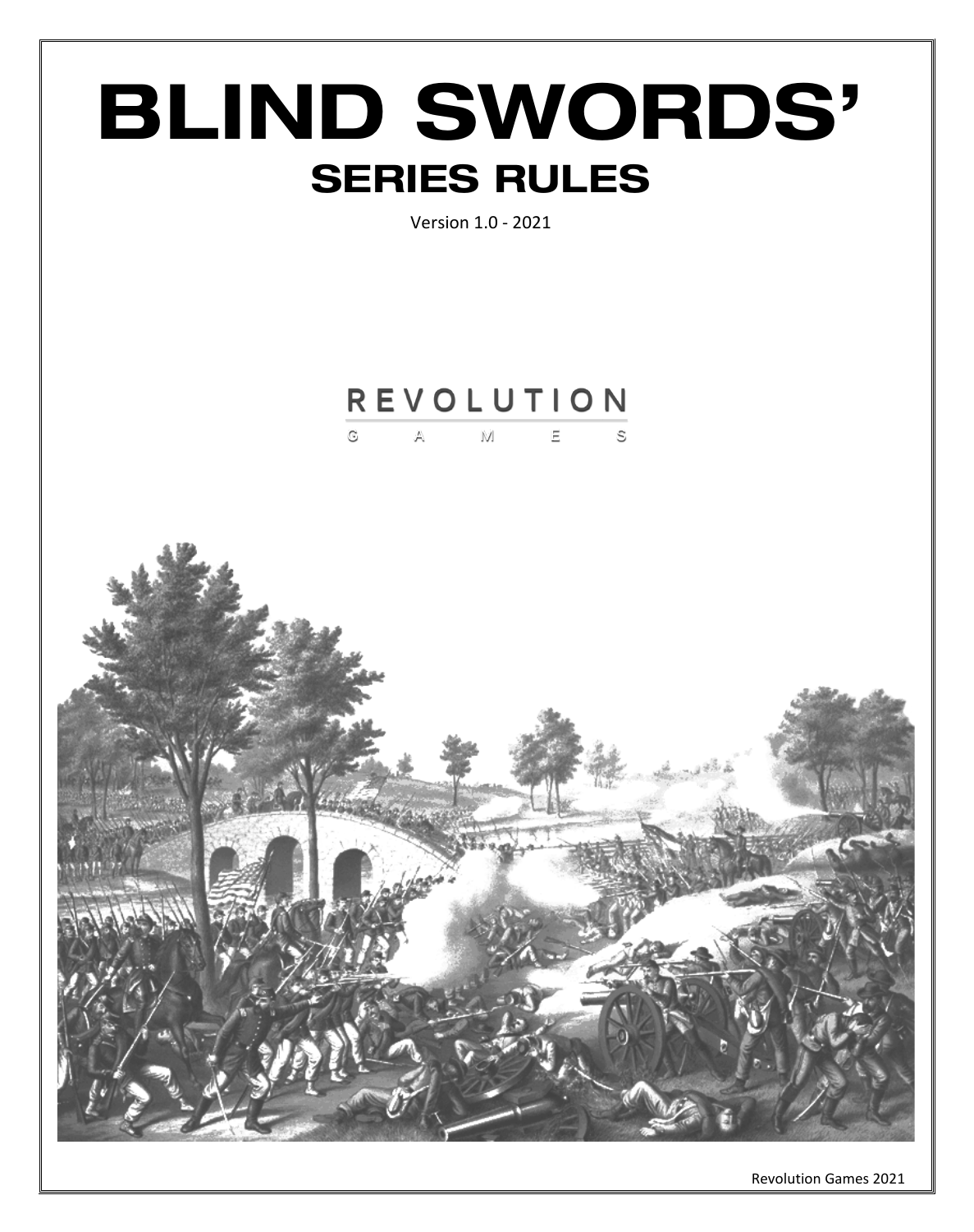# BLIND SWORDS'

## SERIES RULES

Version 1.0 - 2021

REVOLUTION GAMES

Revolution Games 2021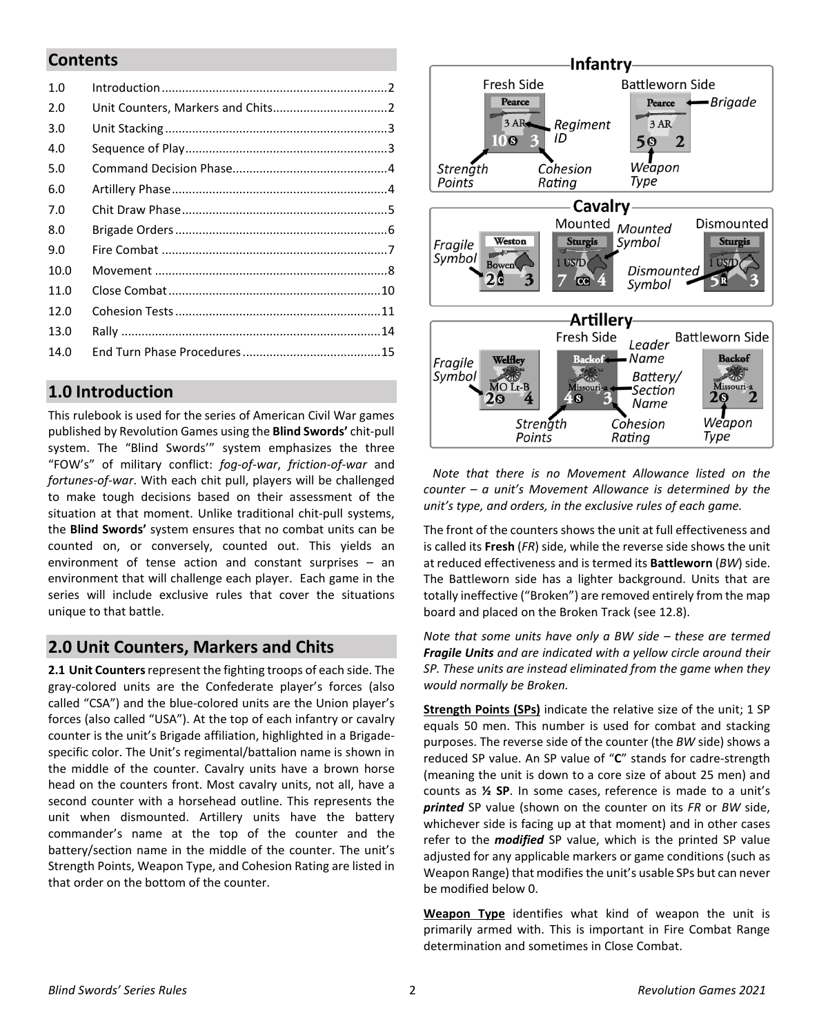## Contents

| | |
|---|---|
| 1.0 | Introduction..................................................................2 |
| 2.0 | Unit Counters, Markers and Chits..................................2 |
| 3.0 | Unit Stacking.................................................................3 |
| 4.0 | Sequence of Play...........................................................3 |
| 5.0 | Command Decision Phase.............................................4 |
| 6.0 | Artillery Phase...............................................................4 |
| 7.0 | Chit Draw Phase............................................................5 |
| 8.0 | Brigade Orders..............................................................6 |
| 9.0 | Fire Combat ..................................................................7 |
| 10.0 | Movement ....................................................................8 |
| 11.0 | Close Combat..............................................................10 |
| 12.0 | Cohesion Tests............................................................11 |
| 13.0 | Rally ............................................................................14 |
| 14.0 | End Turn Phase Procedures.........................................15 |

## 1.0 Introduction

This rulebook is used for the series of American Civil War games published by Revolution Games using the **Blind Swords'** chit-pull system. The "Blind Swords'" system emphasizes the three "FOW's" of military conflict: *fog-of-war*, *friction-of-war* and *fortunes-of-war*. With each chit pull, players will be challenged to make tough decisions based on their assessment of the situation at that moment. Unlike traditional chit-pull systems, the **Blind Swords'** system ensures that no combat units can be counted on, or conversely, counted out. This yields an environment of tense action and constant surprises – an environment that will challenge each player. Each game in the series will include exclusive rules that cover the situations unique to that battle.

## 2.0 Unit Counters, Markers and Chits

**2.1 Unit Counters** represent the fighting troops of each side. The gray-colored units are the Confederate player's forces (also called "CSA") and the blue-colored units are the Union player's forces (also called "USA"). At the top of each infantry or cavalry counter is the unit's Brigade affiliation, highlighted in a Brigade-specific color. The Unit's regimental/battalion name is shown in the middle of the counter. Cavalry units have a brown horse head on the counters front. Most cavalry units, not all, have a second counter with a horsehead outline. This represents the unit when dismounted. Artillery units have the battery commander's name at the top of the counter and the battery/section name in the middle of the counter. The unit's Strength Points, Weapon Type, and Cohesion Rating are listed in that order on the bottom of the counter.

**Infantry**

Fresh Side — Battleworn Side

Pearce, 3 AR, 10 S 3 — Pearce, 3 AR, 5 S 2

Brigade; Regiment ID; Strength Points; Cohesion Rating; Weapon Type

**Cavalry**

Mounted — Dismounted

Weston, Bowen, 2 C 3 — Sturgis, 1 US/D, 7 CC 4 — Sturgis, 1 US/D, 5 R 3

Fragile Symbol; Mounted Symbol; Dismounted Symbol

**Artillery**

Fresh Side — Battleworn Side

Welfley, MO Lt-B, 2 S 4 — Backof, Missouri-a, 4 S 3 — Backof, Missouri-a, 2 S 2

Fragile Symbol; Leader Name; Battery/Section Name; Strength Points; Cohesion Rating; Weapon Type

*Note that there is no Movement Allowance listed on the counter – a unit's Movement Allowance is determined by the unit's type, and orders, in the exclusive rules of each game.*

The front of the counters shows the unit at full effectiveness and is called its **Fresh** (*FR*) side, while the reverse side shows the unit at reduced effectiveness and is termed its **Battleworn** (*BW*) side. The Battleworn side has a lighter background. Units that are totally ineffective ("Broken") are removed entirely from the map board and placed on the Broken Track (see 12.8).

*Note that some units have only a BW side – these are termed* ***Fragile Units*** *and are indicated with a yellow circle around their SP. These units are instead eliminated from the game when they would normally be Broken.*

**Strength Points (SPs)** indicate the relative size of the unit; 1 SP equals 50 men. This number is used for combat and stacking purposes. The reverse side of the counter (the *BW* side) shows a reduced SP value. An SP value of "**C**" stands for cadre-strength (meaning the unit is down to a core size of about 25 men) and counts as **½ SP**. In some cases, reference is made to a unit's ***printed*** SP value (shown on the counter on its *FR* or *BW* side, whichever side is facing up at that moment) and in other cases refer to the ***modified*** SP value, which is the printed SP value adjusted for any applicable markers or game conditions (such as Weapon Range) that modifies the unit's usable SPs but can never be modified below 0.

**Weapon Type** identifies what kind of weapon the unit is primarily armed with. This is important in Fire Combat Range determination and sometimes in Close Combat.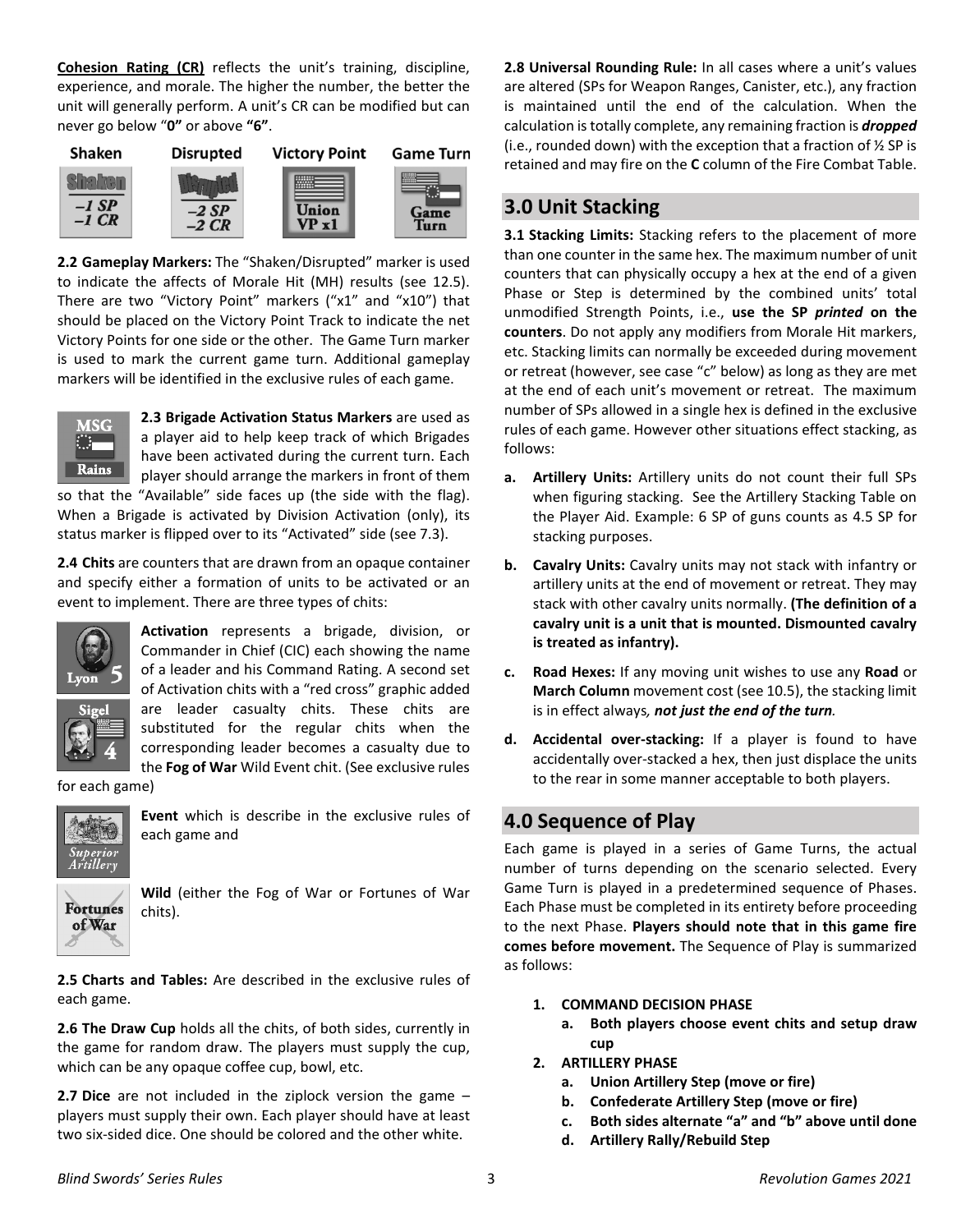**Cohesion Rating (CR)** reflects the unit's training, discipline, experience, and morale. The higher the number, the better the unit will generally perform. A unit's CR can be modified but can never go below "**0"** or above **"6"**.

| Shaken | Disrupted | Victory Point | Game Turn |
|---|---|---|---|
| Shaken –1 SP –1 CR | Disrupted –2 SP –2 CR | Union VP x1 | Game Turn |

**2.2 Gameplay Markers:** The "Shaken/Disrupted" marker is used to indicate the affects of Morale Hit (MH) results (see 12.5). There are two "Victory Point" markers ("x1" and "x10") that should be placed on the Victory Point Track to indicate the net Victory Points for one side or the other. The Game Turn marker is used to mark the current game turn. Additional gameplay markers will be identified in the exclusive rules of each game.

**2.3 Brigade Activation Status Markers** are used as a player aid to help keep track of which Brigades have been activated during the current turn. Each player should arrange the markers in front of them so that the "Available" side faces up (the side with the flag). When a Brigade is activated by Division Activation (only), its status marker is flipped over to its "Activated" side (see 7.3).

**2.4 Chits** are counters that are drawn from an opaque container and specify either a formation of units to be activated or an event to implement. There are three types of chits:

**Activation** represents a brigade, division, or Commander in Chief (CIC) each showing the name of a leader and his Command Rating. A second set of Activation chits with a "red cross" graphic added are leader casualty chits. These chits are substituted for the regular chits when the corresponding leader becomes a casualty due to the **Fog of War** Wild Event chit. (See exclusive rules for each game)

**Event** which is describe in the exclusive rules of each game and

**Wild** (either the Fog of War or Fortunes of War chits).

**2.5 Charts and Tables:** Are described in the exclusive rules of each game.

**2.6 The Draw Cup** holds all the chits, of both sides, currently in the game for random draw. The players must supply the cup, which can be any opaque coffee cup, bowl, etc.

**2.7 Dice** are not included in the ziplock version the game – players must supply their own. Each player should have at least two six-sided dice. One should be colored and the other white.

**2.8 Universal Rounding Rule:** In all cases where a unit's values are altered (SPs for Weapon Ranges, Canister, etc.), any fraction is maintained until the end of the calculation. When the calculation is totally complete, any remaining fraction is ***dropped*** (i.e., rounded down) with the exception that a fraction of ½ SP is retained and may fire on the **C** column of the Fire Combat Table.

## 3.0 Unit Stacking

**3.1 Stacking Limits:** Stacking refers to the placement of more than one counter in the same hex. The maximum number of unit counters that can physically occupy a hex at the end of a given Phase or Step is determined by the combined units' total unmodified Strength Points, i.e., **use the SP *printed* on the counters**. Do not apply any modifiers from Morale Hit markers, etc. Stacking limits can normally be exceeded during movement or retreat (however, see case "c" below) as long as they are met at the end of each unit's movement or retreat. The maximum number of SPs allowed in a single hex is defined in the exclusive rules of each game. However other situations effect stacking, as follows:

- **a. Artillery Units:** Artillery units do not count their full SPs when figuring stacking. See the Artillery Stacking Table on the Player Aid. Example: 6 SP of guns counts as 4.5 SP for stacking purposes.
- **b. Cavalry Units:** Cavalry units may not stack with infantry or artillery units at the end of movement or retreat. They may stack with other cavalry units normally. **(The definition of a cavalry unit is a unit that is mounted. Dismounted cavalry is treated as infantry).**
- **c. Road Hexes:** If any moving unit wishes to use any **Road** or **March Column** movement cost (see 10.5), the stacking limit is in effect always*, **not just the end of the turn.***
- **d. Accidental over-stacking:** If a player is found to have accidentally over-stacked a hex, then just displace the units to the rear in some manner acceptable to both players.

## 4.0 Sequence of Play

Each game is played in a series of Game Turns, the actual number of turns depending on the scenario selected. Every Game Turn is played in a predetermined sequence of Phases. Each Phase must be completed in its entirety before proceeding to the next Phase. **Players should note that in this game fire comes before movement.** The Sequence of Play is summarized as follows:

1. **COMMAND DECISION PHASE**
   a. **Both players choose event chits and setup draw cup**
2. **ARTILLERY PHASE**
   a. **Union Artillery Step (move or fire)**
   b. **Confederate Artillery Step (move or fire)**
   c. **Both sides alternate "a" and "b" above until done**
   d. **Artillery Rally/Rebuild Step**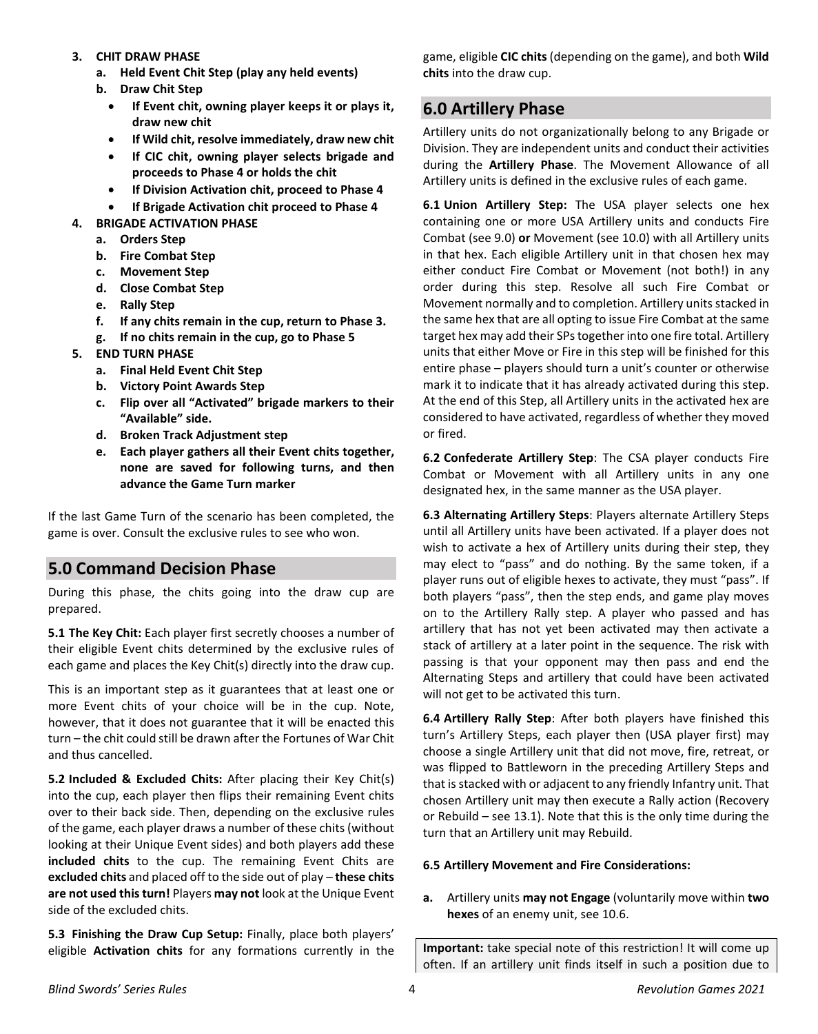3. **CHIT DRAW PHASE**
    a. **Held Event Chit Step (play any held events)**
    b. **Draw Chit Step**
        - **If Event chit, owning player keeps it or plays it, draw new chit**
        - **If Wild chit, resolve immediately, draw new chit**
        - **If CIC chit, owning player selects brigade and proceeds to Phase 4 or holds the chit**
        - **If Division Activation chit, proceed to Phase 4**
        - **If Brigade Activation chit proceed to Phase 4**
4. **BRIGADE ACTIVATION PHASE**
    a. **Orders Step**
    b. **Fire Combat Step**
    c. **Movement Step**
    d. **Close Combat Step**
    e. **Rally Step**
    f. **If any chits remain in the cup, return to Phase 3.**
    g. **If no chits remain in the cup, go to Phase 5**
5. **END TURN PHASE**
    a. **Final Held Event Chit Step**
    b. **Victory Point Awards Step**
    c. **Flip over all "Activated" brigade markers to their "Available" side.**
    d. **Broken Track Adjustment step**
    e. **Each player gathers all their Event chits together, none are saved for following turns, and then advance the Game Turn marker**

If the last Game Turn of the scenario has been completed, the game is over. Consult the exclusive rules to see who won.

## 5.0 Command Decision Phase

During this phase, the chits going into the draw cup are prepared.

**5.1 The Key Chit:** Each player first secretly chooses a number of their eligible Event chits determined by the exclusive rules of each game and places the Key Chit(s) directly into the draw cup.

This is an important step as it guarantees that at least one or more Event chits of your choice will be in the cup. Note, however, that it does not guarantee that it will be enacted this turn – the chit could still be drawn after the Fortunes of War Chit and thus cancelled.

**5.2 Included & Excluded Chits:** After placing their Key Chit(s) into the cup, each player then flips their remaining Event chits over to their back side. Then, depending on the exclusive rules of the game, each player draws a number of these chits (without looking at their Unique Event sides) and both players add these **included chits** to the cup. The remaining Event Chits are **excluded chits** and placed off to the side out of play – **these chits are not used this turn!** Players **may not** look at the Unique Event side of the excluded chits.

**5.3 Finishing the Draw Cup Setup:** Finally, place both players' eligible **Activation chits** for any formations currently in the game, eligible **CIC chits** (depending on the game), and both **Wild chits** into the draw cup.

## 6.0 Artillery Phase

Artillery units do not organizationally belong to any Brigade or Division. They are independent units and conduct their activities during the **Artillery Phase**. The Movement Allowance of all Artillery units is defined in the exclusive rules of each game.

**6.1 Union Artillery Step:** The USA player selects one hex containing one or more USA Artillery units and conducts Fire Combat (see 9.0) **or** Movement (see 10.0) with all Artillery units in that hex. Each eligible Artillery unit in that chosen hex may either conduct Fire Combat or Movement (not both!) in any order during this step. Resolve all such Fire Combat or Movement normally and to completion. Artillery units stacked in the same hex that are all opting to issue Fire Combat at the same target hex may add their SPs together into one fire total. Artillery units that either Move or Fire in this step will be finished for this entire phase – players should turn a unit's counter or otherwise mark it to indicate that it has already activated during this step. At the end of this Step, all Artillery units in the activated hex are considered to have activated, regardless of whether they moved or fired.

**6.2 Confederate Artillery Step**: The CSA player conducts Fire Combat or Movement with all Artillery units in any one designated hex, in the same manner as the USA player.

**6.3 Alternating Artillery Steps**: Players alternate Artillery Steps until all Artillery units have been activated. If a player does not wish to activate a hex of Artillery units during their step, they may elect to "pass" and do nothing. By the same token, if a player runs out of eligible hexes to activate, they must "pass". If both players "pass", then the step ends, and game play moves on to the Artillery Rally step. A player who passed and has artillery that has not yet been activated may then activate a stack of artillery at a later point in the sequence. The risk with passing is that your opponent may then pass and end the Alternating Steps and artillery that could have been activated will not get to be activated this turn.

**6.4 Artillery Rally Step**: After both players have finished this turn's Artillery Steps, each player then (USA player first) may choose a single Artillery unit that did not move, fire, retreat, or was flipped to Battleworn in the preceding Artillery Steps and that is stacked with or adjacent to any friendly Infantry unit. That chosen Artillery unit may then execute a Rally action (Recovery or Rebuild – see 13.1). Note that this is the only time during the turn that an Artillery unit may Rebuild.

**6.5 Artillery Movement and Fire Considerations:**

a. Artillery units **may not Engage** (voluntarily move within **two hexes** of an enemy unit, see 10.6.

**Important:** take special note of this restriction! It will come up often. If an artillery unit finds itself in such a position due to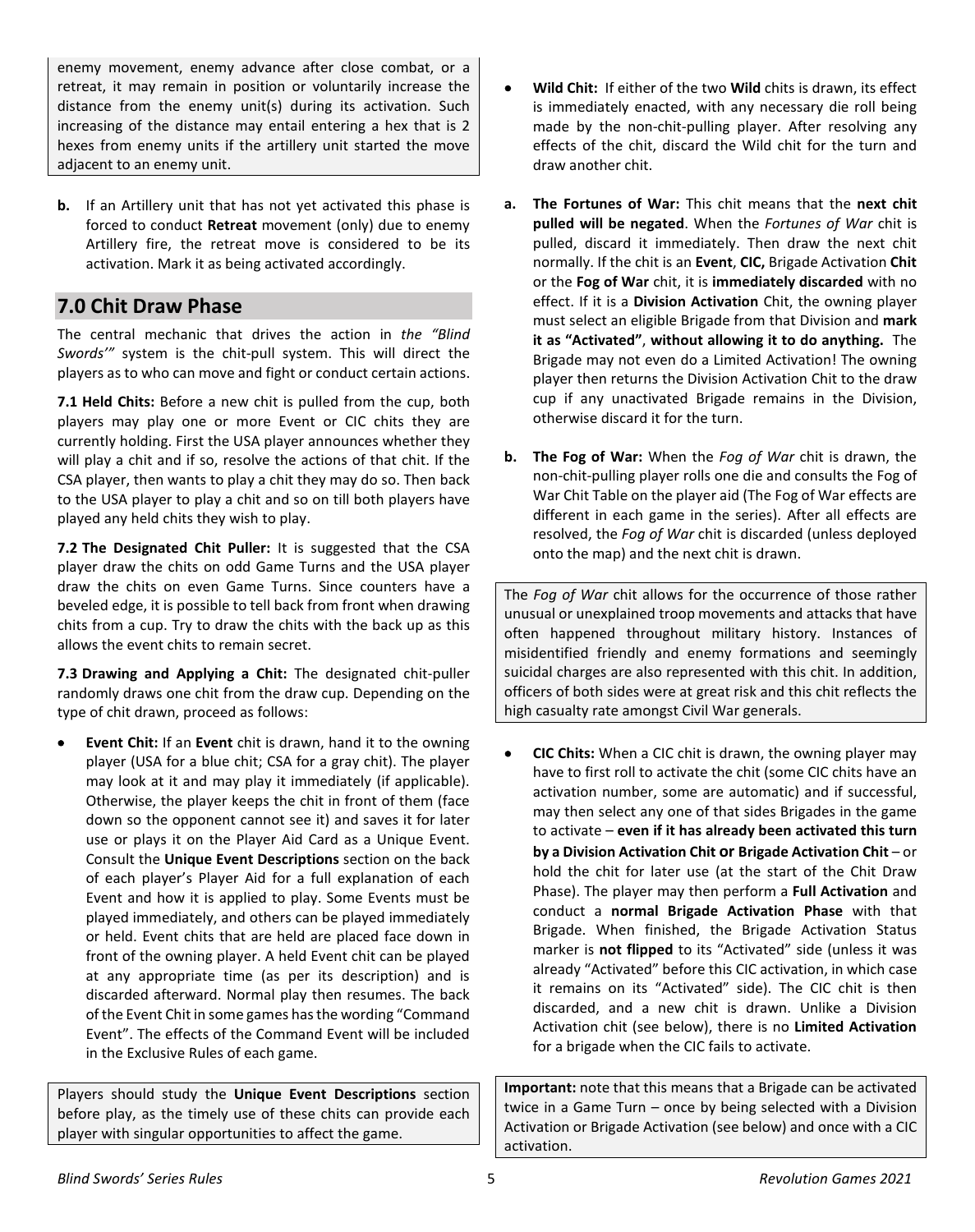enemy movement, enemy advance after close combat, or a retreat, it may remain in position or voluntarily increase the distance from the enemy unit(s) during its activation. Such increasing of the distance may entail entering a hex that is 2 hexes from enemy units if the artillery unit started the move adjacent to an enemy unit.

**b.** If an Artillery unit that has not yet activated this phase is forced to conduct **Retreat** movement (only) due to enemy Artillery fire, the retreat move is considered to be its activation. Mark it as being activated accordingly.

## 7.0 Chit Draw Phase

The central mechanic that drives the action in *the "Blind Swords'"* system is the chit-pull system. This will direct the players as to who can move and fight or conduct certain actions.

**7.1 Held Chits:** Before a new chit is pulled from the cup, both players may play one or more Event or CIC chits they are currently holding. First the USA player announces whether they will play a chit and if so, resolve the actions of that chit. If the CSA player, then wants to play a chit they may do so. Then back to the USA player to play a chit and so on till both players have played any held chits they wish to play.

**7.2 The Designated Chit Puller:** It is suggested that the CSA player draw the chits on odd Game Turns and the USA player draw the chits on even Game Turns. Since counters have a beveled edge, it is possible to tell back from front when drawing chits from a cup. Try to draw the chits with the back up as this allows the event chits to remain secret.

**7.3 Drawing and Applying a Chit:** The designated chit-puller randomly draws one chit from the draw cup. Depending on the type of chit drawn, proceed as follows:

- **Event Chit:** If an **Event** chit is drawn, hand it to the owning player (USA for a blue chit; CSA for a gray chit). The player may look at it and may play it immediately (if applicable). Otherwise, the player keeps the chit in front of them (face down so the opponent cannot see it) and saves it for later use or plays it on the Player Aid Card as a Unique Event. Consult the **Unique Event Descriptions** section on the back of each player's Player Aid for a full explanation of each Event and how it is applied to play. Some Events must be played immediately, and others can be played immediately or held. Event chits that are held are placed face down in front of the owning player. A held Event chit can be played at any appropriate time (as per its description) and is discarded afterward. Normal play then resumes. The back of the Event Chit in some games has the wording "Command Event". The effects of the Command Event will be included in the Exclusive Rules of each game.

Players should study the **Unique Event Descriptions** section before play, as the timely use of these chits can provide each player with singular opportunities to affect the game.

- **Wild Chit:** If either of the two **Wild** chits is drawn, its effect is immediately enacted, with any necessary die roll being made by the non-chit-pulling player. After resolving any effects of the chit, discard the Wild chit for the turn and draw another chit.

**a. The Fortunes of War:** This chit means that the **next chit pulled will be negated**. When the *Fortunes of War* chit is pulled, discard it immediately. Then draw the next chit normally. If the chit is an **Event**, **CIC,** Brigade Activation **Chit** or the **Fog of War** chit, it is **immediately discarded** with no effect. If it is a **Division Activation** Chit, the owning player must select an eligible Brigade from that Division and **mark it as "Activated"**, **without allowing it to do anything.** The Brigade may not even do a Limited Activation! The owning player then returns the Division Activation Chit to the draw cup if any unactivated Brigade remains in the Division, otherwise discard it for the turn.

**b. The Fog of War:** When the *Fog of War* chit is drawn, the non-chit-pulling player rolls one die and consults the Fog of War Chit Table on the player aid (The Fog of War effects are different in each game in the series). After all effects are resolved, the *Fog of War* chit is discarded (unless deployed onto the map) and the next chit is drawn.

The *Fog of War* chit allows for the occurrence of those rather unusual or unexplained troop movements and attacks that have often happened throughout military history. Instances of misidentified friendly and enemy formations and seemingly suicidal charges are also represented with this chit. In addition, officers of both sides were at great risk and this chit reflects the high casualty rate amongst Civil War generals.

- **CIC Chits:** When a CIC chit is drawn, the owning player may have to first roll to activate the chit (some CIC chits have an activation number, some are automatic) and if successful, may then select any one of that sides Brigades in the game to activate – **even if it has already been activated this turn by a Division Activation Chit or Brigade Activation Chit** – or hold the chit for later use (at the start of the Chit Draw Phase). The player may then perform a **Full Activation** and conduct a **normal Brigade Activation Phase** with that Brigade. When finished, the Brigade Activation Status marker is **not flipped** to its "Activated" side (unless it was already "Activated" before this CIC activation, in which case it remains on its "Activated" side). The CIC chit is then discarded, and a new chit is drawn. Unlike a Division Activation chit (see below), there is no **Limited Activation** for a brigade when the CIC fails to activate.

**Important:** note that this means that a Brigade can be activated twice in a Game Turn – once by being selected with a Division Activation or Brigade Activation (see below) and once with a CIC activation.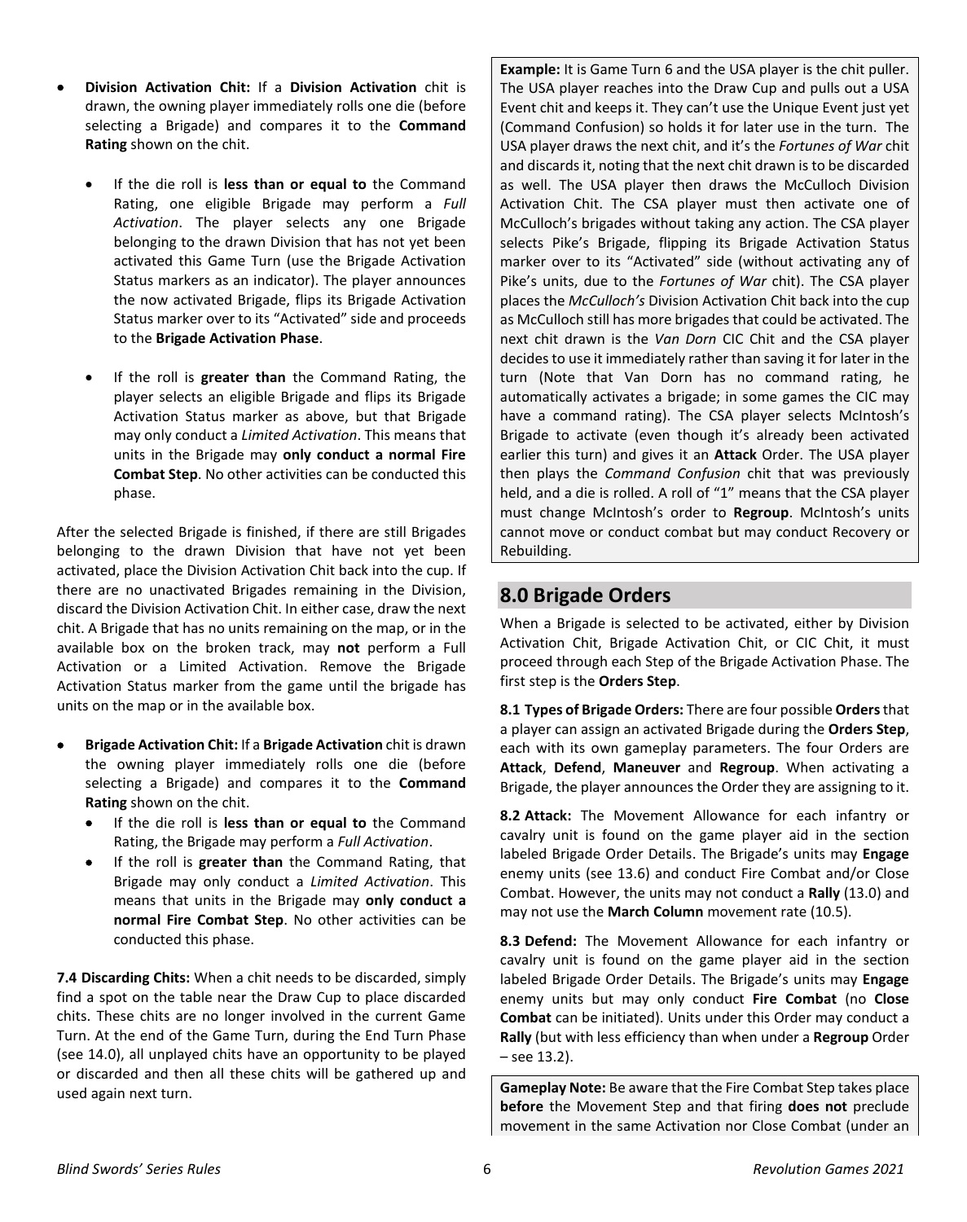- **Division Activation Chit:** If a **Division Activation** chit is drawn, the owning player immediately rolls one die (before selecting a Brigade) and compares it to the **Command Rating** shown on the chit.
  - If the die roll is **less than or equal to** the Command Rating, one eligible Brigade may perform a *Full Activation*. The player selects any one Brigade belonging to the drawn Division that has not yet been activated this Game Turn (use the Brigade Activation Status markers as an indicator). The player announces the now activated Brigade, flips its Brigade Activation Status marker over to its "Activated" side and proceeds to the **Brigade Activation Phase**.
  - If the roll is **greater than** the Command Rating, the player selects an eligible Brigade and flips its Brigade Activation Status marker as above, but that Brigade may only conduct a *Limited Activation*. This means that units in the Brigade may **only conduct a normal Fire Combat Step**. No other activities can be conducted this phase.

After the selected Brigade is finished, if there are still Brigades belonging to the drawn Division that have not yet been activated, place the Division Activation Chit back into the cup. If there are no unactivated Brigades remaining in the Division, discard the Division Activation Chit. In either case, draw the next chit. A Brigade that has no units remaining on the map, or in the available box on the broken track, may **not** perform a Full Activation or a Limited Activation. Remove the Brigade Activation Status marker from the game until the brigade has units on the map or in the available box.

- **Brigade Activation Chit:** If a **Brigade Activation** chit is drawn the owning player immediately rolls one die (before selecting a Brigade) and compares it to the **Command Rating** shown on the chit.
  - If the die roll is **less than or equal to** the Command Rating, the Brigade may perform a *Full Activation*.
  - If the roll is **greater than** the Command Rating, that Brigade may only conduct a *Limited Activation*. This means that units in the Brigade may **only conduct a normal Fire Combat Step**. No other activities can be conducted this phase.

**7.4 Discarding Chits:** When a chit needs to be discarded, simply find a spot on the table near the Draw Cup to place discarded chits. These chits are no longer involved in the current Game Turn. At the end of the Game Turn, during the End Turn Phase (see 14.0), all unplayed chits have an opportunity to be played or discarded and then all these chits will be gathered up and used again next turn.

**Example:** It is Game Turn 6 and the USA player is the chit puller. The USA player reaches into the Draw Cup and pulls out a USA Event chit and keeps it. They can't use the Unique Event just yet (Command Confusion) so holds it for later use in the turn. The USA player draws the next chit, and it's the *Fortunes of War* chit and discards it, noting that the next chit drawn is to be discarded as well. The USA player then draws the McCulloch Division Activation Chit. The CSA player must then activate one of McCulloch's brigades without taking any action. The CSA player selects Pike's Brigade, flipping its Brigade Activation Status marker over to its "Activated" side (without activating any of Pike's units, due to the *Fortunes of War* chit). The CSA player places the *McCulloch's* Division Activation Chit back into the cup as McCulloch still has more brigades that could be activated. The next chit drawn is the *Van Dorn* CIC Chit and the CSA player decides to use it immediately rather than saving it for later in the turn (Note that Van Dorn has no command rating, he automatically activates a brigade; in some games the CIC may have a command rating). The CSA player selects McIntosh's Brigade to activate (even though it's already been activated earlier this turn) and gives it an **Attack** Order. The USA player then plays the *Command Confusion* chit that was previously held, and a die is rolled. A roll of "1" means that the CSA player must change McIntosh's order to **Regroup**. McIntosh's units cannot move or conduct combat but may conduct Recovery or Rebuilding.

## 8.0 Brigade Orders

When a Brigade is selected to be activated, either by Division Activation Chit, Brigade Activation Chit, or CIC Chit, it must proceed through each Step of the Brigade Activation Phase. The first step is the **Orders Step**.

**8.1 Types of Brigade Orders:** There are four possible **Orders** that a player can assign an activated Brigade during the **Orders Step**, each with its own gameplay parameters. The four Orders are **Attack**, **Defend**, **Maneuver** and **Regroup**. When activating a Brigade, the player announces the Order they are assigning to it.

**8.2 Attack:** The Movement Allowance for each infantry or cavalry unit is found on the game player aid in the section labeled Brigade Order Details. The Brigade's units may **Engage** enemy units (see 13.6) and conduct Fire Combat and/or Close Combat. However, the units may not conduct a **Rally** (13.0) and may not use the **March Column** movement rate (10.5).

**8.3 Defend:** The Movement Allowance for each infantry or cavalry unit is found on the game player aid in the section labeled Brigade Order Details. The Brigade's units may **Engage** enemy units but may only conduct **Fire Combat** (no **Close Combat** can be initiated). Units under this Order may conduct a **Rally** (but with less efficiency than when under a **Regroup** Order – see 13.2).

**Gameplay Note:** Be aware that the Fire Combat Step takes place **before** the Movement Step and that firing **does not** preclude movement in the same Activation nor Close Combat (under an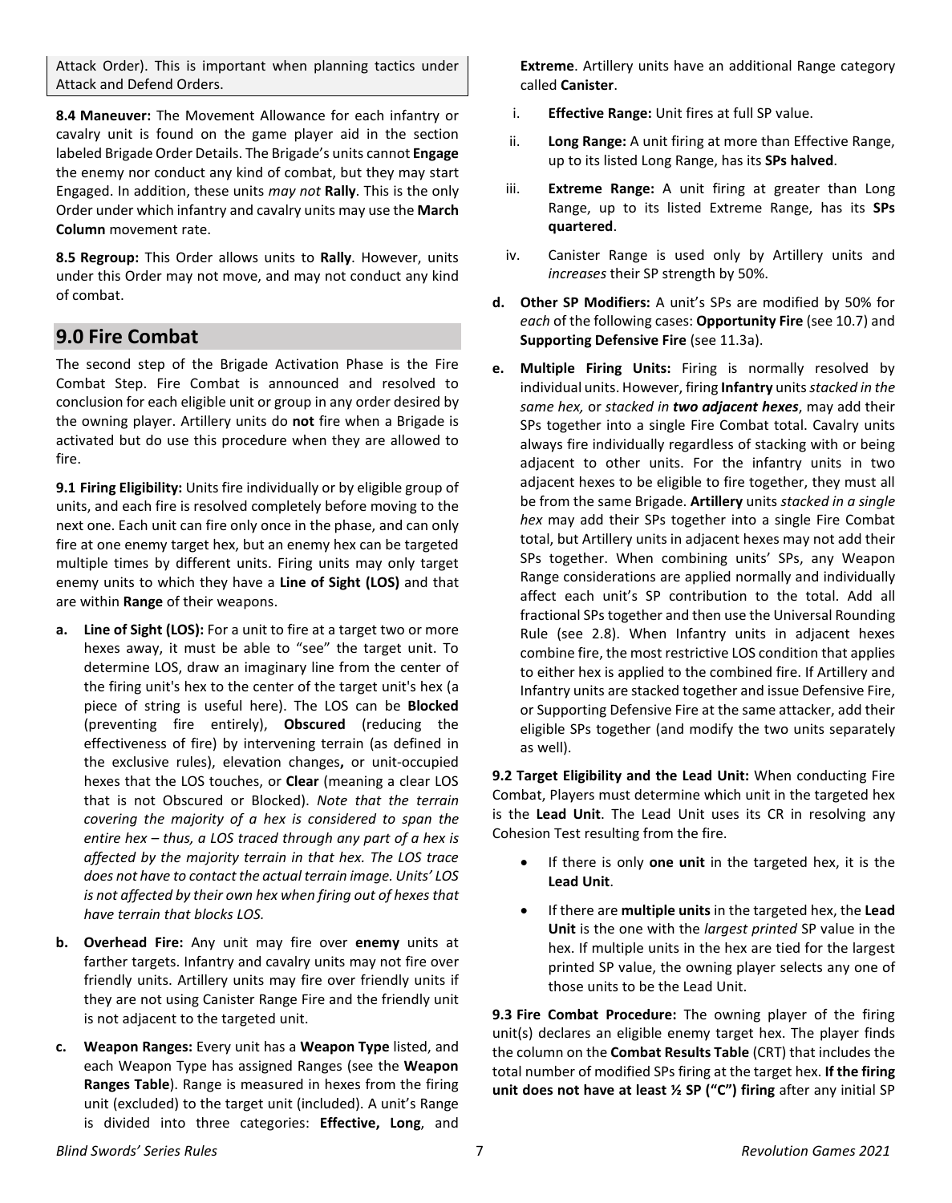Attack Order). This is important when planning tactics under Attack and Defend Orders.

**8.4 Maneuver:** The Movement Allowance for each infantry or cavalry unit is found on the game player aid in the section labeled Brigade Order Details. The Brigade's units cannot **Engage** the enemy nor conduct any kind of combat, but they may start Engaged. In addition, these units *may not* **Rally**. This is the only Order under which infantry and cavalry units may use the **March Column** movement rate.

**8.5 Regroup:** This Order allows units to **Rally**. However, units under this Order may not move, and may not conduct any kind of combat.

## 9.0 Fire Combat

The second step of the Brigade Activation Phase is the Fire Combat Step. Fire Combat is announced and resolved to conclusion for each eligible unit or group in any order desired by the owning player. Artillery units do **not** fire when a Brigade is activated but do use this procedure when they are allowed to fire.

**9.1 Firing Eligibility:** Units fire individually or by eligible group of units, and each fire is resolved completely before moving to the next one. Each unit can fire only once in the phase, and can only fire at one enemy target hex, but an enemy hex can be targeted multiple times by different units. Firing units may only target enemy units to which they have a **Line of Sight (LOS)** and that are within **Range** of their weapons.

**a. Line of Sight (LOS):** For a unit to fire at a target two or more hexes away, it must be able to "see" the target unit. To determine LOS, draw an imaginary line from the center of the firing unit's hex to the center of the target unit's hex (a piece of string is useful here). The LOS can be **Blocked** (preventing fire entirely), **Obscured** (reducing the effectiveness of fire) by intervening terrain (as defined in the exclusive rules), elevation changes**,** or unit-occupied hexes that the LOS touches, or **Clear** (meaning a clear LOS that is not Obscured or Blocked). *Note that the terrain covering the majority of a hex is considered to span the entire hex – thus, a LOS traced through any part of a hex is affected by the majority terrain in that hex. The LOS trace does not have to contact the actual terrain image. Units' LOS is not affected by their own hex when firing out of hexes that have terrain that blocks LOS.*

**b. Overhead Fire:** Any unit may fire over **enemy** units at farther targets. Infantry and cavalry units may not fire over friendly units. Artillery units may fire over friendly units if they are not using Canister Range Fire and the friendly unit is not adjacent to the targeted unit.

**c. Weapon Ranges:** Every unit has a **Weapon Type** listed, and each Weapon Type has assigned Ranges (see the **Weapon Ranges Table**). Range is measured in hexes from the firing unit (excluded) to the target unit (included). A unit's Range is divided into three categories: **Effective, Long**, and **Extreme**. Artillery units have an additional Range category called **Canister**.

i. **Effective Range:** Unit fires at full SP value.

ii. **Long Range:** A unit firing at more than Effective Range, up to its listed Long Range, has its **SPs halved**.

iii. **Extreme Range:** A unit firing at greater than Long Range, up to its listed Extreme Range, has its **SPs quartered**.

iv. Canister Range is used only by Artillery units and *increases* their SP strength by 50%.

**d. Other SP Modifiers:** A unit's SPs are modified by 50% for *each* of the following cases: **Opportunity Fire** (see 10.7) and **Supporting Defensive Fire** (see 11.3a).

**e. Multiple Firing Units:** Firing is normally resolved by individual units. However, firing **Infantry** units *stacked in the same hex,* or *stacked in **two adjacent hexes***, may add their SPs together into a single Fire Combat total. Cavalry units always fire individually regardless of stacking with or being adjacent to other units. For the infantry units in two adjacent hexes to be eligible to fire together, they must all be from the same Brigade. **Artillery** units *stacked in a single hex* may add their SPs together into a single Fire Combat total, but Artillery units in adjacent hexes may not add their SPs together. When combining units' SPs, any Weapon Range considerations are applied normally and individually affect each unit's SP contribution to the total. Add all fractional SPs together and then use the Universal Rounding Rule (see 2.8). When Infantry units in adjacent hexes combine fire, the most restrictive LOS condition that applies to either hex is applied to the combined fire. If Artillery and Infantry units are stacked together and issue Defensive Fire, or Supporting Defensive Fire at the same attacker, add their eligible SPs together (and modify the two units separately as well).

**9.2 Target Eligibility and the Lead Unit:** When conducting Fire Combat, Players must determine which unit in the targeted hex is the **Lead Unit**. The Lead Unit uses its CR in resolving any Cohesion Test resulting from the fire.

- If there is only **one unit** in the targeted hex, it is the **Lead Unit**.
- If there are **multiple units** in the targeted hex, the **Lead Unit** is the one with the *largest printed* SP value in the hex. If multiple units in the hex are tied for the largest printed SP value, the owning player selects any one of those units to be the Lead Unit.

**9.3 Fire Combat Procedure:** The owning player of the firing unit(s) declares an eligible enemy target hex. The player finds the column on the **Combat Results Table** (CRT) that includes the total number of modified SPs firing at the target hex. **If the firing unit does not have at least ½ SP ("C") firing** after any initial SP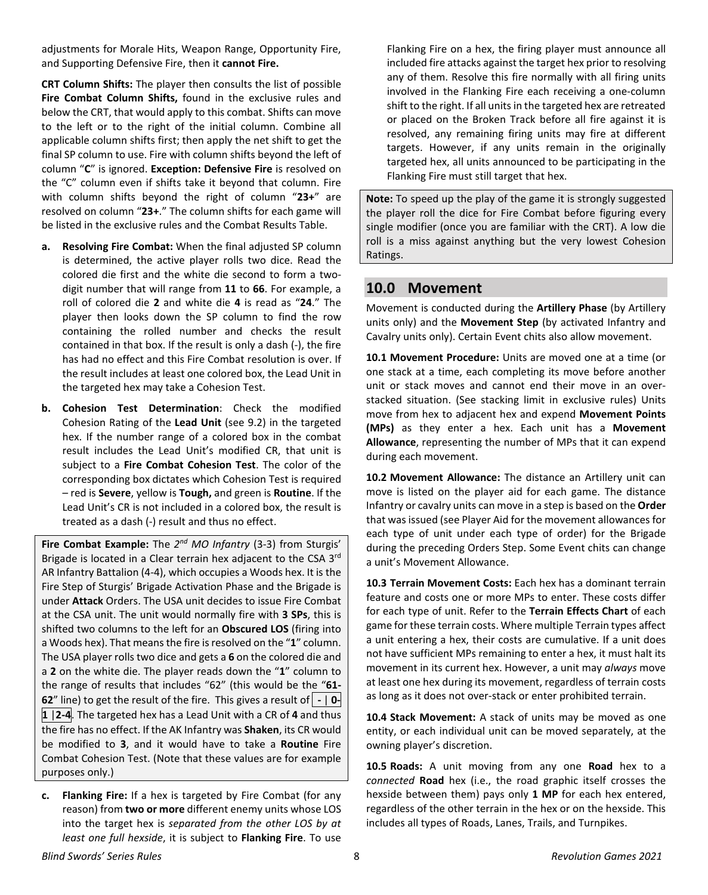adjustments for Morale Hits, Weapon Range, Opportunity Fire, and Supporting Defensive Fire, then it **cannot Fire.**

**CRT Column Shifts:** The player then consults the list of possible **Fire Combat Column Shifts,** found in the exclusive rules and below the CRT, that would apply to this combat. Shifts can move to the left or to the right of the initial column. Combine all applicable column shifts first; then apply the net shift to get the final SP column to use. Fire with column shifts beyond the left of column "**C**" is ignored. **Exception: Defensive Fire** is resolved on the "C" column even if shifts take it beyond that column. Fire with column shifts beyond the right of column "**23+**" are resolved on column "**23+**." The column shifts for each game will be listed in the exclusive rules and the Combat Results Table.

**a. Resolving Fire Combat:** When the final adjusted SP column is determined, the active player rolls two dice. Read the colored die first and the white die second to form a two-digit number that will range from **11** to **66**. For example, a roll of colored die **2** and white die **4** is read as "**24**." The player then looks down the SP column to find the row containing the rolled number and checks the result contained in that box. If the result is only a dash (-), the fire has had no effect and this Fire Combat resolution is over. If the result includes at least one colored box, the Lead Unit in the targeted hex may take a Cohesion Test.

**b. Cohesion Test Determination**: Check the modified Cohesion Rating of the **Lead Unit** (see 9.2) in the targeted hex. If the number range of a colored box in the combat result includes the Lead Unit's modified CR, that unit is subject to a **Fire Combat Cohesion Test**. The color of the corresponding box dictates which Cohesion Test is required – red is **Severe**, yellow is **Tough,** and green is **Routine**. If the Lead Unit's CR is not included in a colored box, the result is treated as a dash (-) result and thus no effect.

> **Fire Combat Example:** The *2nd MO Infantry* (3-3) from Sturgis' Brigade is located in a Clear terrain hex adjacent to the CSA 3rd AR Infantry Battalion (4-4), which occupies a Woods hex. It is the Fire Step of Sturgis' Brigade Activation Phase and the Brigade is under **Attack** Orders. The USA unit decides to issue Fire Combat at the CSA unit. The unit would normally fire with **3 SPs**, this is shifted two columns to the left for an **Obscured LOS** (firing into a Woods hex). That means the fire is resolved on the "**1**" column. The USA player rolls two dice and gets a **6** on the colored die and a **2** on the white die. The player reads down the "**1**" column to the range of results that includes "62" (this would be the "**61-62**" line) to get the result of the fire. This gives a result of **- | 0-1 | 2-4**. The targeted hex has a Lead Unit with a CR of **4** and thus the fire has no effect. If the AK Infantry was **Shaken**, its CR would be modified to **3**, and it would have to take a **Routine** Fire Combat Cohesion Test. (Note that these values are for example purposes only.)

**c. Flanking Fire:** If a hex is targeted by Fire Combat (for any reason) from **two or more** different enemy units whose LOS into the target hex is *separated from the other LOS by at least one full hexside*, it is subject to **Flanking Fire**. To use Flanking Fire on a hex, the firing player must announce all included fire attacks against the target hex prior to resolving any of them. Resolve this fire normally with all firing units involved in the Flanking Fire each receiving a one-column shift to the right. If all units in the targeted hex are retreated or placed on the Broken Track before all fire against it is resolved, any remaining firing units may fire at different targets. However, if any units remain in the originally targeted hex, all units announced to be participating in the Flanking Fire must still target that hex.

> **Note:** To speed up the play of the game it is strongly suggested the player roll the dice for Fire Combat before figuring every single modifier (once you are familiar with the CRT). A low die roll is a miss against anything but the very lowest Cohesion Ratings.

## 10.0 Movement

Movement is conducted during the **Artillery Phase** (by Artillery units only) and the **Movement Step** (by activated Infantry and Cavalry units only). Certain Event chits also allow movement.

**10.1 Movement Procedure:** Units are moved one at a time (or one stack at a time, each completing its move before another unit or stack moves and cannot end their move in an over-stacked situation. (See stacking limit in exclusive rules) Units move from hex to adjacent hex and expend **Movement Points (MPs)** as they enter a hex. Each unit has a **Movement Allowance**, representing the number of MPs that it can expend during each movement.

**10.2 Movement Allowance:** The distance an Artillery unit can move is listed on the player aid for each game. The distance Infantry or cavalry units can move in a step is based on the **Order** that was issued (see Player Aid for the movement allowances for each type of unit under each type of order) for the Brigade during the preceding Orders Step. Some Event chits can change a unit's Movement Allowance.

**10.3 Terrain Movement Costs:** Each hex has a dominant terrain feature and costs one or more MPs to enter. These costs differ for each type of unit. Refer to the **Terrain Effects Chart** of each game for these terrain costs. Where multiple Terrain types affect a unit entering a hex, their costs are cumulative. If a unit does not have sufficient MPs remaining to enter a hex, it must halt its movement in its current hex. However, a unit may *always* move at least one hex during its movement, regardless of terrain costs as long as it does not over-stack or enter prohibited terrain.

**10.4 Stack Movement:** A stack of units may be moved as one entity, or each individual unit can be moved separately, at the owning player's discretion.

**10.5 Roads:** A unit moving from any one **Road** hex to a *connected* **Road** hex (i.e., the road graphic itself crosses the hexside between them) pays only **1 MP** for each hex entered, regardless of the other terrain in the hex or on the hexside. This includes all types of Roads, Lanes, Trails, and Turnpikes.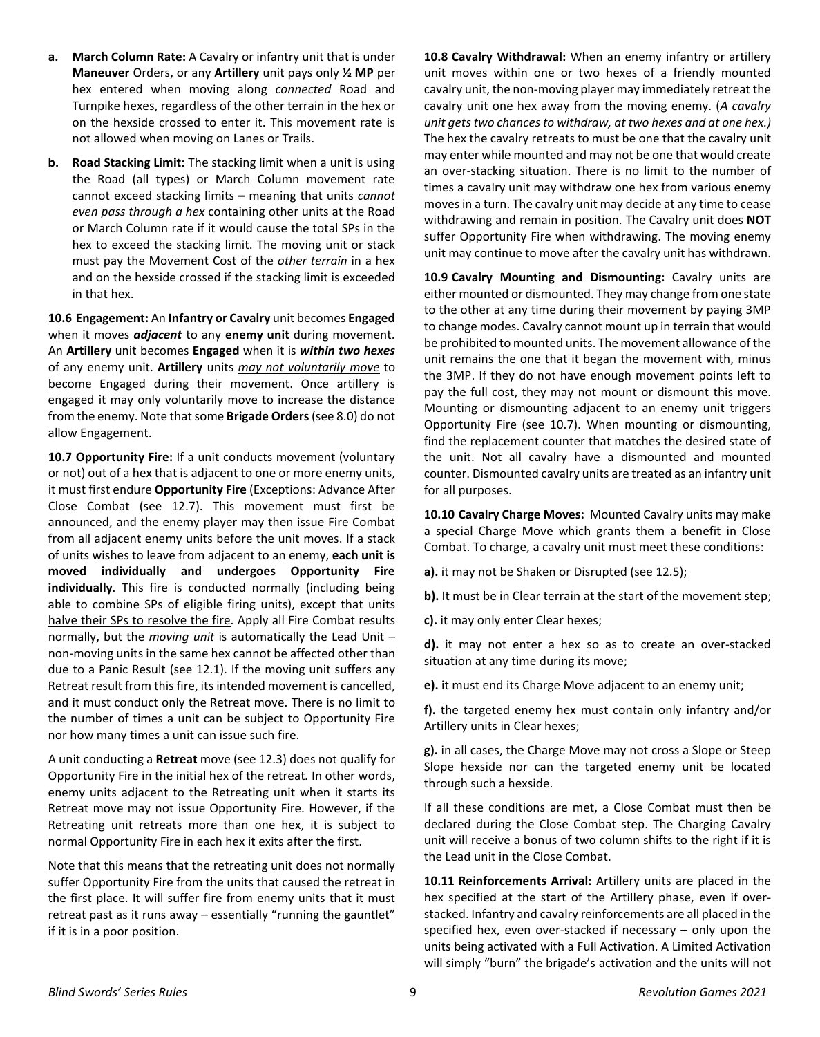**a. March Column Rate:** A Cavalry or infantry unit that is under **Maneuver** Orders, or any **Artillery** unit pays only **½ MP** per hex entered when moving along *connected* Road and Turnpike hexes, regardless of the other terrain in the hex or on the hexside crossed to enter it. This movement rate is not allowed when moving on Lanes or Trails.

**b. Road Stacking Limit:** The stacking limit when a unit is using the Road (all types) or March Column movement rate cannot exceed stacking limits **–** meaning that units *cannot even pass through a hex* containing other units at the Road or March Column rate if it would cause the total SPs in the hex to exceed the stacking limit. The moving unit or stack must pay the Movement Cost of the *other terrain* in a hex and on the hexside crossed if the stacking limit is exceeded in that hex.

**10.6 Engagement:** An **Infantry or Cavalry** unit becomes **Engaged** when it moves ***adjacent*** to any **enemy unit** during movement. An **Artillery** unit becomes **Engaged** when it is ***within two hexes*** of any enemy unit. **Artillery** units *may not voluntarily move* to become Engaged during their movement. Once artillery is engaged it may only voluntarily move to increase the distance from the enemy. Note that some **Brigade Orders** (see 8.0) do not allow Engagement.

**10.7 Opportunity Fire:** If a unit conducts movement (voluntary or not) out of a hex that is adjacent to one or more enemy units, it must first endure **Opportunity Fire** (Exceptions: Advance After Close Combat (see 12.7). This movement must first be announced, and the enemy player may then issue Fire Combat from all adjacent enemy units before the unit moves. If a stack of units wishes to leave from adjacent to an enemy, **each unit is moved individually and undergoes Opportunity Fire individually**. This fire is conducted normally (including being able to combine SPs of eligible firing units), except that units halve their SPs to resolve the fire. Apply all Fire Combat results normally, but the *moving unit* is automatically the Lead Unit – non-moving units in the same hex cannot be affected other than due to a Panic Result (see 12.1). If the moving unit suffers any Retreat result from this fire, its intended movement is cancelled, and it must conduct only the Retreat move. There is no limit to the number of times a unit can be subject to Opportunity Fire nor how many times a unit can issue such fire.

A unit conducting a **Retreat** move (see 12.3) does not qualify for Opportunity Fire in the initial hex of the retreat. In other words, enemy units adjacent to the Retreating unit when it starts its Retreat move may not issue Opportunity Fire. However, if the Retreating unit retreats more than one hex, it is subject to normal Opportunity Fire in each hex it exits after the first.

Note that this means that the retreating unit does not normally suffer Opportunity Fire from the units that caused the retreat in the first place. It will suffer fire from enemy units that it must retreat past as it runs away – essentially "running the gauntlet" if it is in a poor position.

**10.8 Cavalry Withdrawal:** When an enemy infantry or artillery unit moves within one or two hexes of a friendly mounted cavalry unit, the non-moving player may immediately retreat the cavalry unit one hex away from the moving enemy. (*A cavalry unit gets two chances to withdraw, at two hexes and at one hex.)* The hex the cavalry retreats to must be one that the cavalry unit may enter while mounted and may not be one that would create an over-stacking situation. There is no limit to the number of times a cavalry unit may withdraw one hex from various enemy moves in a turn. The cavalry unit may decide at any time to cease withdrawing and remain in position. The Cavalry unit does **NOT** suffer Opportunity Fire when withdrawing. The moving enemy unit may continue to move after the cavalry unit has withdrawn.

**10.9 Cavalry Mounting and Dismounting:** Cavalry units are either mounted or dismounted. They may change from one state to the other at any time during their movement by paying 3MP to change modes. Cavalry cannot mount up in terrain that would be prohibited to mounted units. The movement allowance of the unit remains the one that it began the movement with, minus the 3MP. If they do not have enough movement points left to pay the full cost, they may not mount or dismount this move. Mounting or dismounting adjacent to an enemy unit triggers Opportunity Fire (see 10.7). When mounting or dismounting, find the replacement counter that matches the desired state of the unit. Not all cavalry have a dismounted and mounted counter. Dismounted cavalry units are treated as an infantry unit for all purposes.

**10.10 Cavalry Charge Moves:** Mounted Cavalry units may make a special Charge Move which grants them a benefit in Close Combat. To charge, a cavalry unit must meet these conditions:

**a).** it may not be Shaken or Disrupted (see 12.5);

**b).** It must be in Clear terrain at the start of the movement step;

**c).** it may only enter Clear hexes;

**d).** it may not enter a hex so as to create an over-stacked situation at any time during its move;

**e).** it must end its Charge Move adjacent to an enemy unit;

**f).** the targeted enemy hex must contain only infantry and/or Artillery units in Clear hexes;

**g).** in all cases, the Charge Move may not cross a Slope or Steep Slope hexside nor can the targeted enemy unit be located through such a hexside.

If all these conditions are met, a Close Combat must then be declared during the Close Combat step. The Charging Cavalry unit will receive a bonus of two column shifts to the right if it is the Lead unit in the Close Combat.

**10.11 Reinforcements Arrival:** Artillery units are placed in the hex specified at the start of the Artillery phase, even if over-stacked. Infantry and cavalry reinforcements are all placed in the specified hex, even over-stacked if necessary – only upon the units being activated with a Full Activation. A Limited Activation will simply "burn" the brigade's activation and the units will not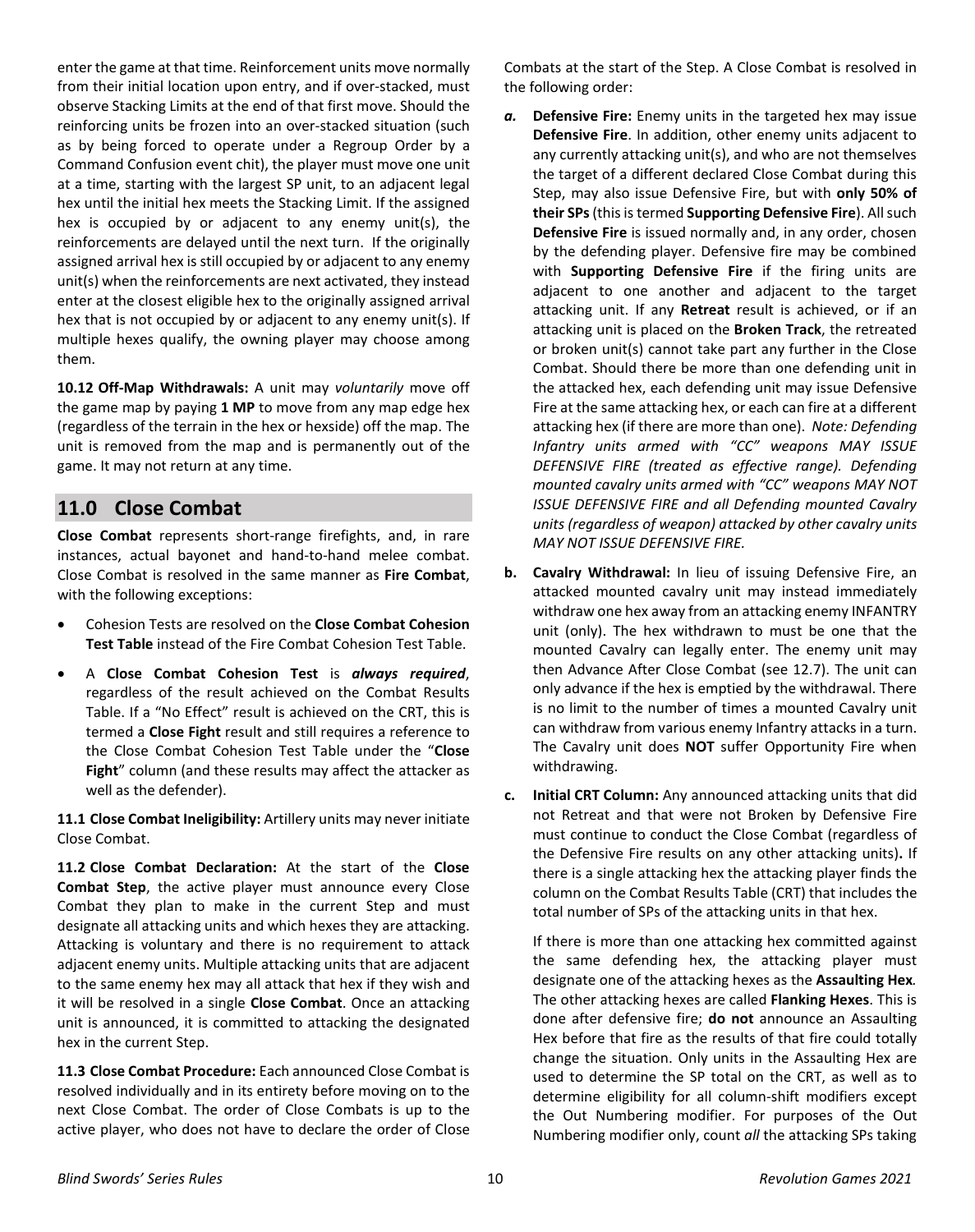enter the game at that time. Reinforcement units move normally from their initial location upon entry, and if over-stacked, must observe Stacking Limits at the end of that first move. Should the reinforcing units be frozen into an over-stacked situation (such as by being forced to operate under a Regroup Order by a Command Confusion event chit), the player must move one unit at a time, starting with the largest SP unit, to an adjacent legal hex until the initial hex meets the Stacking Limit. If the assigned hex is occupied by or adjacent to any enemy unit(s), the reinforcements are delayed until the next turn. If the originally assigned arrival hex is still occupied by or adjacent to any enemy unit(s) when the reinforcements are next activated, they instead enter at the closest eligible hex to the originally assigned arrival hex that is not occupied by or adjacent to any enemy unit(s). If multiple hexes qualify, the owning player may choose among them.

**10.12 Off-Map Withdrawals:** A unit may *voluntarily* move off the game map by paying **1 MP** to move from any map edge hex (regardless of the terrain in the hex or hexside) off the map. The unit is removed from the map and is permanently out of the game. It may not return at any time.

## 11.0 Close Combat

**Close Combat** represents short-range firefights, and, in rare instances, actual bayonet and hand-to-hand melee combat. Close Combat is resolved in the same manner as **Fire Combat**, with the following exceptions:

- Cohesion Tests are resolved on the **Close Combat Cohesion Test Table** instead of the Fire Combat Cohesion Test Table.
- A **Close Combat Cohesion Test** is ***always required***, regardless of the result achieved on the Combat Results Table. If a "No Effect" result is achieved on the CRT, this is termed a **Close Fight** result and still requires a reference to the Close Combat Cohesion Test Table under the "**Close Fight**" column (and these results may affect the attacker as well as the defender).

**11.1 Close Combat Ineligibility:** Artillery units may never initiate Close Combat.

**11.2 Close Combat Declaration:** At the start of the **Close Combat Step**, the active player must announce every Close Combat they plan to make in the current Step and must designate all attacking units and which hexes they are attacking. Attacking is voluntary and there is no requirement to attack adjacent enemy units. Multiple attacking units that are adjacent to the same enemy hex may all attack that hex if they wish and it will be resolved in a single **Close Combat**. Once an attacking unit is announced, it is committed to attacking the designated hex in the current Step.

**11.3 Close Combat Procedure:** Each announced Close Combat is resolved individually and in its entirety before moving on to the next Close Combat. The order of Close Combats is up to the active player, who does not have to declare the order of Close Combats at the start of the Step. A Close Combat is resolved in the following order:

*a.* **Defensive Fire:** Enemy units in the targeted hex may issue **Defensive Fire**. In addition, other enemy units adjacent to any currently attacking unit(s), and who are not themselves the target of a different declared Close Combat during this Step, may also issue Defensive Fire, but with **only 50% of their SPs** (this is termed **Supporting Defensive Fire**). All such **Defensive Fire** is issued normally and, in any order, chosen by the defending player. Defensive fire may be combined with **Supporting Defensive Fire** if the firing units are adjacent to one another and adjacent to the target attacking unit. If any **Retreat** result is achieved, or if an attacking unit is placed on the **Broken Track**, the retreated or broken unit(s) cannot take part any further in the Close Combat. Should there be more than one defending unit in the attacked hex, each defending unit may issue Defensive Fire at the same attacking hex, or each can fire at a different attacking hex (if there are more than one). *Note: Defending Infantry units armed with "CC" weapons MAY ISSUE DEFENSIVE FIRE (treated as effective range). Defending mounted cavalry units armed with "CC" weapons MAY NOT ISSUE DEFENSIVE FIRE and all Defending mounted Cavalry units (regardless of weapon) attacked by other cavalry units MAY NOT ISSUE DEFENSIVE FIRE.*

**b. Cavalry Withdrawal:** In lieu of issuing Defensive Fire, an attacked mounted cavalry unit may instead immediately withdraw one hex away from an attacking enemy INFANTRY unit (only). The hex withdrawn to must be one that the mounted Cavalry can legally enter. The enemy unit may then Advance After Close Combat (see 12.7). The unit can only advance if the hex is emptied by the withdrawal. There is no limit to the number of times a mounted Cavalry unit can withdraw from various enemy Infantry attacks in a turn. The Cavalry unit does **NOT** suffer Opportunity Fire when withdrawing.

**c. Initial CRT Column:** Any announced attacking units that did not Retreat and that were not Broken by Defensive Fire must continue to conduct the Close Combat (regardless of the Defensive Fire results on any other attacking units)**.** If there is a single attacking hex the attacking player finds the column on the Combat Results Table (CRT) that includes the total number of SPs of the attacking units in that hex.

If there is more than one attacking hex committed against the same defending hex, the attacking player must designate one of the attacking hexes as the **Assaulting Hex***.* The other attacking hexes are called **Flanking Hexes**. This is done after defensive fire; **do not** announce an Assaulting Hex before that fire as the results of that fire could totally change the situation. Only units in the Assaulting Hex are used to determine the SP total on the CRT, as well as to determine eligibility for all column-shift modifiers except the Out Numbering modifier. For purposes of the Out Numbering modifier only, count *all* the attacking SPs taking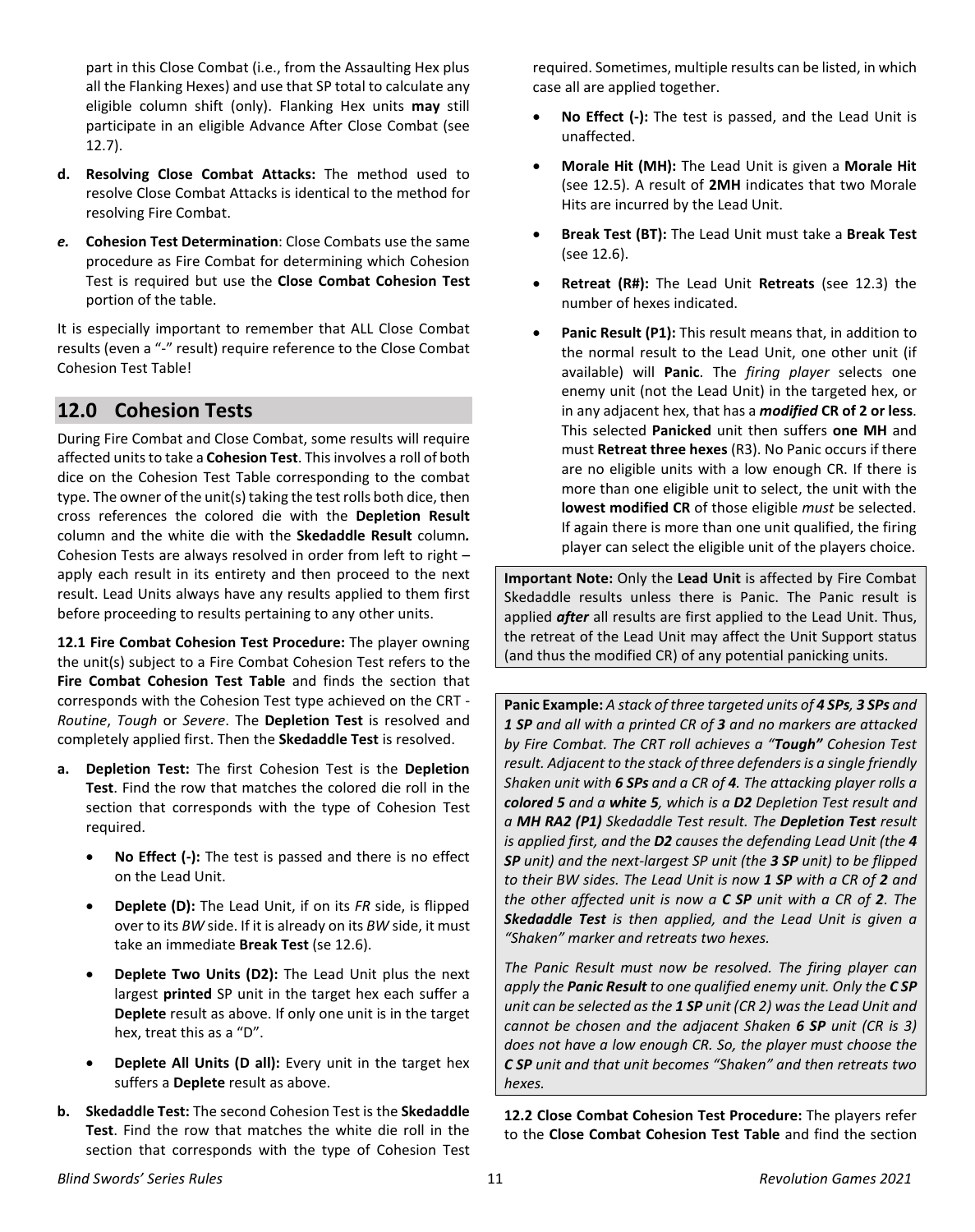part in this Close Combat (i.e., from the Assaulting Hex plus all the Flanking Hexes) and use that SP total to calculate any eligible column shift (only). Flanking Hex units **may** still participate in an eligible Advance After Close Combat (see 12.7).

**d. Resolving Close Combat Attacks:** The method used to resolve Close Combat Attacks is identical to the method for resolving Fire Combat.

***e.* Cohesion Test Determination**: Close Combats use the same procedure as Fire Combat for determining which Cohesion Test is required but use the **Close Combat Cohesion Test** portion of the table.

It is especially important to remember that ALL Close Combat results (even a "-" result) require reference to the Close Combat Cohesion Test Table!

## 12.0 Cohesion Tests

During Fire Combat and Close Combat, some results will require affected units to take a **Cohesion Test**. This involves a roll of both dice on the Cohesion Test Table corresponding to the combat type. The owner of the unit(s) taking the test rolls both dice, then cross references the colored die with the **Depletion Result** column and the white die with the **Skedaddle Result** column*.* Cohesion Tests are always resolved in order from left to right – apply each result in its entirety and then proceed to the next result. Lead Units always have any results applied to them first before proceeding to results pertaining to any other units.

**12.1 Fire Combat Cohesion Test Procedure:** The player owning the unit(s) subject to a Fire Combat Cohesion Test refers to the **Fire Combat Cohesion Test Table** and finds the section that corresponds with the Cohesion Test type achieved on the CRT - *Routine*, *Tough* or *Severe*. The **Depletion Test** is resolved and completely applied first. Then the **Skedaddle Test** is resolved.

**a. Depletion Test:** The first Cohesion Test is the **Depletion Test**. Find the row that matches the colored die roll in the section that corresponds with the type of Cohesion Test required.

- **No Effect (-):** The test is passed and there is no effect on the Lead Unit.
- **Deplete (D):** The Lead Unit, if on its *FR* side, is flipped over to its *BW* side. If it is already on its *BW* side, it must take an immediate **Break Test** (se 12.6).
- **Deplete Two Units (D2):** The Lead Unit plus the next largest **printed** SP unit in the target hex each suffer a **Deplete** result as above. If only one unit is in the target hex, treat this as a "D".
- **Deplete All Units (D all):** Every unit in the target hex suffers a **Deplete** result as above.

**b. Skedaddle Test:** The second Cohesion Test is the **Skedaddle Test**. Find the row that matches the white die roll in the section that corresponds with the type of Cohesion Test required. Sometimes, multiple results can be listed, in which case all are applied together.

- **No Effect (-):** The test is passed, and the Lead Unit is unaffected.
- **Morale Hit (MH):** The Lead Unit is given a **Morale Hit** (see 12.5). A result of **2MH** indicates that two Morale Hits are incurred by the Lead Unit.
- **Break Test (BT):** The Lead Unit must take a **Break Test** (see 12.6).
- **Retreat (R#):** The Lead Unit **Retreats** (see 12.3) the number of hexes indicated.
- **Panic Result (P1):** This result means that, in addition to the normal result to the Lead Unit, one other unit (if available) will **Panic**. The *firing player* selects one enemy unit (not the Lead Unit) in the targeted hex, or in any adjacent hex, that has a ***modified* CR of 2 or less**. This selected **Panicked** unit then suffers **one MH** and must **Retreat three hexes** (R3). No Panic occurs if there are no eligible units with a low enough CR. If there is more than one eligible unit to select, the unit with the **lowest modified CR** of those eligible *must* be selected. If again there is more than one unit qualified, the firing player can select the eligible unit of the players choice.

**Important Note:** Only the **Lead Unit** is affected by Fire Combat Skedaddle results unless there is Panic. The Panic result is applied ***after*** all results are first applied to the Lead Unit. Thus, the retreat of the Lead Unit may affect the Unit Support status (and thus the modified CR) of any potential panicking units.

**Panic Example:** *A stack of three targeted units of **4 SPs**, **3 SPs** and **1 SP** and all with a printed CR of **3** and no markers are attacked by Fire Combat. The CRT roll achieves a "**Tough**" Cohesion Test result. Adjacent to the stack of three defenders is a single friendly Shaken unit with **6 SPs** and a CR of **4**. The attacking player rolls a **colored 5** and a **white 5**, which is a **D2** Depletion Test result and a **MH RA2 (P1)** Skedaddle Test result. The **Depletion Test** result is applied first, and the **D2** causes the defending Lead Unit (the **4 SP** unit) and the next-largest SP unit (the **3 SP** unit) to be flipped to their BW sides. The Lead Unit is now **1 SP** with a CR of **2** and the other affected unit is now a **C SP** unit with a CR of **2**. The **Skedaddle Test** is then applied, and the Lead Unit is given a "Shaken" marker and retreats two hexes.*

*The Panic Result must now be resolved. The firing player can apply the **Panic Result** to one qualified enemy unit. Only the **C SP** unit can be selected as the **1 SP** unit (CR 2) was the Lead Unit and cannot be chosen and the adjacent Shaken **6 SP** unit (CR is 3) does not have a low enough CR. So, the player must choose the **C SP** unit and that unit becomes "Shaken" and then retreats two hexes.*

**12.2 Close Combat Cohesion Test Procedure:** The players refer to the **Close Combat Cohesion Test Table** and find the section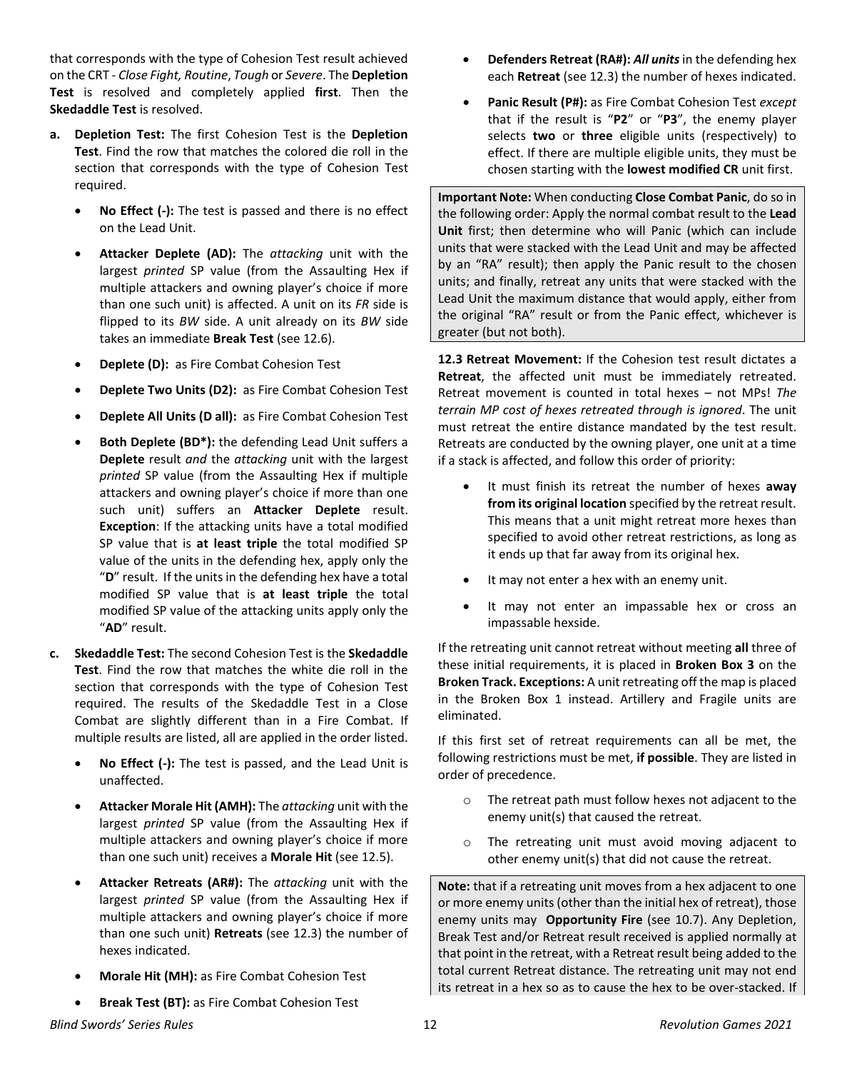that corresponds with the type of Cohesion Test result achieved on the CRT - *Close Fight, Routine*, *Tough* or *Severe*. The **Depletion Test** is resolved and completely applied **first**. Then the **Skedaddle Test** is resolved.

**a. Depletion Test:** The first Cohesion Test is the **Depletion Test**. Find the row that matches the colored die roll in the section that corresponds with the type of Cohesion Test required.

- **No Effect (-):** The test is passed and there is no effect on the Lead Unit.
- **Attacker Deplete (AD):** The *attacking* unit with the largest *printed* SP value (from the Assaulting Hex if multiple attackers and owning player's choice if more than one such unit) is affected. A unit on its *FR* side is flipped to its *BW* side. A unit already on its *BW* side takes an immediate **Break Test** (see 12.6).
- **Deplete (D):** as Fire Combat Cohesion Test
- **Deplete Two Units (D2):** as Fire Combat Cohesion Test
- **Deplete All Units (D all):** as Fire Combat Cohesion Test
- **Both Deplete (BD*):** the defending Lead Unit suffers a **Deplete** result *and* the *attacking* unit with the largest *printed* SP value (from the Assaulting Hex if multiple attackers and owning player's choice if more than one such unit) suffers an **Attacker Deplete** result. **Exception**: If the attacking units have a total modified SP value that is **at least triple** the total modified SP value of the units in the defending hex, apply only the "**D**" result. If the units in the defending hex have a total modified SP value that is **at least triple** the total modified SP value of the attacking units apply only the "**AD**" result.

**c. Skedaddle Test:** The second Cohesion Test is the **Skedaddle Test**. Find the row that matches the white die roll in the section that corresponds with the type of Cohesion Test required. The results of the Skedaddle Test in a Close Combat are slightly different than in a Fire Combat. If multiple results are listed, all are applied in the order listed.

- **No Effect (-):** The test is passed, and the Lead Unit is unaffected.
- **Attacker Morale Hit (AMH):** The *attacking* unit with the largest *printed* SP value (from the Assaulting Hex if multiple attackers and owning player's choice if more than one such unit) receives a **Morale Hit** (see 12.5).
- **Attacker Retreats (AR#):** The *attacking* unit with the largest *printed* SP value (from the Assaulting Hex if multiple attackers and owning player's choice if more than one such unit) **Retreats** (see 12.3) the number of hexes indicated.
- **Morale Hit (MH):** as Fire Combat Cohesion Test
- **Break Test (BT):** as Fire Combat Cohesion Test
- **Defenders Retreat (RA#):** ***All units*** in the defending hex each **Retreat** (see 12.3) the number of hexes indicated.
- **Panic Result (P#):** as Fire Combat Cohesion Test *except* that if the result is "**P2**" or "**P3**", the enemy player selects **two** or **three** eligible units (respectively) to effect. If there are multiple eligible units, they must be chosen starting with the **lowest modified CR** unit first.

**Important Note:** When conducting **Close Combat Panic**, do so in the following order: Apply the normal combat result to the **Lead Unit** first; then determine who will Panic (which can include units that were stacked with the Lead Unit and may be affected by an "RA" result); then apply the Panic result to the chosen units; and finally, retreat any units that were stacked with the Lead Unit the maximum distance that would apply, either from the original "RA" result or from the Panic effect, whichever is greater (but not both).

**12.3 Retreat Movement:** If the Cohesion test result dictates a **Retreat**, the affected unit must be immediately retreated. Retreat movement is counted in total hexes – not MPs! *The terrain MP cost of hexes retreated through is ignored*. The unit must retreat the entire distance mandated by the test result. Retreats are conducted by the owning player, one unit at a time if a stack is affected, and follow this order of priority:

- It must finish its retreat the number of hexes **away from its original location** specified by the retreat result. This means that a unit might retreat more hexes than specified to avoid other retreat restrictions, as long as it ends up that far away from its original hex.
- It may not enter a hex with an enemy unit.
- It may not enter an impassable hex or cross an impassable hexside.

If the retreating unit cannot retreat without meeting **all** three of these initial requirements, it is placed in **Broken Box 3** on the **Broken Track. Exceptions:** A unit retreating off the map is placed in the Broken Box 1 instead. Artillery and Fragile units are eliminated.

If this first set of retreat requirements can all be met, the following restrictions must be met, **if possible**. They are listed in order of precedence.

- The retreat path must follow hexes not adjacent to the enemy unit(s) that caused the retreat.
- The retreating unit must avoid moving adjacent to other enemy unit(s) that did not cause the retreat.

**Note:** that if a retreating unit moves from a hex adjacent to one or more enemy units (other than the initial hex of retreat), those enemy units may **Opportunity Fire** (see 10.7). Any Depletion, Break Test and/or Retreat result received is applied normally at that point in the retreat, with a Retreat result being added to the total current Retreat distance. The retreating unit may not end its retreat in a hex so as to cause the hex to be over-stacked. If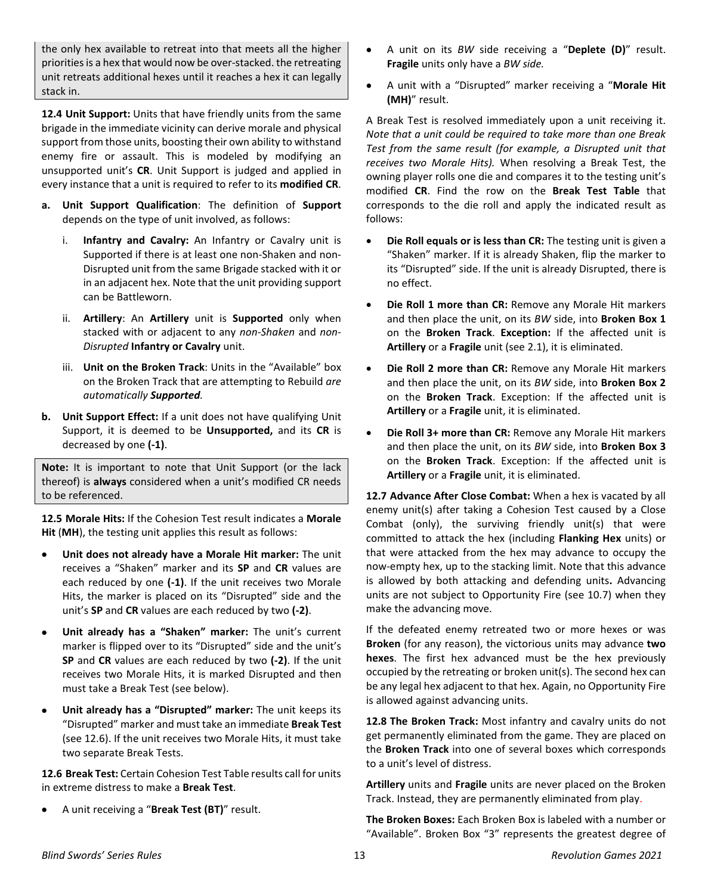the only hex available to retreat into that meets all the higher priorities is a hex that would now be over-stacked. the retreating unit retreats additional hexes until it reaches a hex it can legally stack in.

**12.4 Unit Support:** Units that have friendly units from the same brigade in the immediate vicinity can derive morale and physical support from those units, boosting their own ability to withstand enemy fire or assault. This is modeled by modifying an unsupported unit's **CR**. Unit Support is judged and applied in every instance that a unit is required to refer to its **modified CR**.

**a. Unit Support Qualification**: The definition of **Support** depends on the type of unit involved, as follows:

   i. **Infantry and Cavalry:** An Infantry or Cavalry unit is Supported if there is at least one non-Shaken and non-Disrupted unit from the same Brigade stacked with it or in an adjacent hex. Note that the unit providing support can be Battleworn.

   ii. **Artillery**: An **Artillery** unit is **Supported** only when stacked with or adjacent to any *non-Shaken* and *non-Disrupted* **Infantry or Cavalry** unit.

   iii. **Unit on the Broken Track**: Units in the "Available" box on the Broken Track that are attempting to Rebuild *are automatically **Supported**.*

**b. Unit Support Effect:** If a unit does not have qualifying Unit Support, it is deemed to be **Unsupported,** and its **CR** is decreased by one **(-1)**.

**Note:** It is important to note that Unit Support (or the lack thereof) is **always** considered when a unit's modified CR needs to be referenced.

**12.5 Morale Hits:** If the Cohesion Test result indicates a **Morale Hit** (**MH**), the testing unit applies this result as follows:

- **Unit does not already have a Morale Hit marker:** The unit receives a "Shaken" marker and its **SP** and **CR** values are each reduced by one **(-1)**. If the unit receives two Morale Hits, the marker is placed on its "Disrupted" side and the unit's **SP** and **CR** values are each reduced by two **(-2)**.
- **Unit already has a "Shaken" marker:** The unit's current marker is flipped over to its "Disrupted" side and the unit's **SP** and **CR** values are each reduced by two **(-2)**. If the unit receives two Morale Hits, it is marked Disrupted and then must take a Break Test (see below).
- **Unit already has a "Disrupted" marker:** The unit keeps its "Disrupted" marker and must take an immediate **Break Test** (see 12.6). If the unit receives two Morale Hits, it must take two separate Break Tests.

**12.6 Break Test:** Certain Cohesion Test Table results call for units in extreme distress to make a **Break Test**.

- A unit receiving a "**Break Test (BT)**" result.
- A unit on its *BW* side receiving a "**Deplete (D)**" result. **Fragile** units only have a *BW side.*
- A unit with a "Disrupted" marker receiving a "**Morale Hit (MH)**" result.

A Break Test is resolved immediately upon a unit receiving it. *Note that a unit could be required to take more than one Break Test from the same result (for example, a Disrupted unit that receives two Morale Hits).* When resolving a Break Test, the owning player rolls one die and compares it to the testing unit's modified **CR**. Find the row on the **Break Test Table** that corresponds to the die roll and apply the indicated result as follows:

- **Die Roll equals or is less than CR:** The testing unit is given a "Shaken" marker. If it is already Shaken, flip the marker to its "Disrupted" side. If the unit is already Disrupted, there is no effect.
- **Die Roll 1 more than CR:** Remove any Morale Hit markers and then place the unit, on its *BW* side, into **Broken Box 1** on the **Broken Track**. **Exception:** If the affected unit is **Artillery** or a **Fragile** unit (see 2.1), it is eliminated.
- **Die Roll 2 more than CR:** Remove any Morale Hit markers and then place the unit, on its *BW* side, into **Broken Box 2** on the **Broken Track**. Exception: If the affected unit is **Artillery** or a **Fragile** unit, it is eliminated.
- **Die Roll 3+ more than CR:** Remove any Morale Hit markers and then place the unit, on its *BW* side, into **Broken Box 3** on the **Broken Track**. Exception: If the affected unit is **Artillery** or a **Fragile** unit, it is eliminated.

**12.7 Advance After Close Combat:** When a hex is vacated by all enemy unit(s) after taking a Cohesion Test caused by a Close Combat (only), the surviving friendly unit(s) that were committed to attack the hex (including **Flanking Hex** units) or that were attacked from the hex may advance to occupy the now-empty hex, up to the stacking limit. Note that this advance is allowed by both attacking and defending units**.** Advancing units are not subject to Opportunity Fire (see 10.7) when they make the advancing move.

If the defeated enemy retreated two or more hexes or was **Broken** (for any reason), the victorious units may advance **two hexes**. The first hex advanced must be the hex previously occupied by the retreating or broken unit(s). The second hex can be any legal hex adjacent to that hex. Again, no Opportunity Fire is allowed against advancing units.

**12.8 The Broken Track:** Most infantry and cavalry units do not get permanently eliminated from the game. They are placed on the **Broken Track** into one of several boxes which corresponds to a unit's level of distress.

**Artillery** units and **Fragile** units are never placed on the Broken Track. Instead, they are permanently eliminated from play.

**The Broken Boxes:** Each Broken Box is labeled with a number or "Available". Broken Box "3" represents the greatest degree of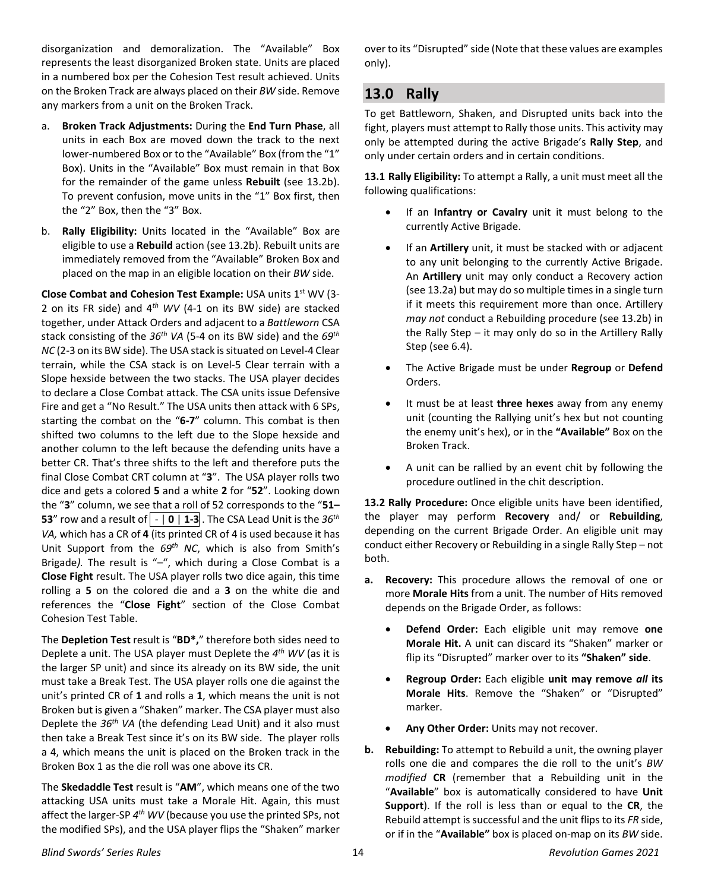disorganization and demoralization. The "Available" Box represents the least disorganized Broken state. Units are placed in a numbered box per the Cohesion Test result achieved. Units on the Broken Track are always placed on their *BW* side. Remove any markers from a unit on the Broken Track.

a. **Broken Track Adjustments:** During the **End Turn Phase**, all units in each Box are moved down the track to the next lower-numbered Box or to the "Available" Box (from the "1" Box). Units in the "Available" Box must remain in that Box for the remainder of the game unless **Rebuilt** (see 13.2b). To prevent confusion, move units in the "1" Box first, then the "2" Box, then the "3" Box.

b. **Rally Eligibility:** Units located in the "Available" Box are eligible to use a **Rebuild** action (see 13.2b). Rebuilt units are immediately removed from the "Available" Broken Box and placed on the map in an eligible location on their *BW* side.

**Close Combat and Cohesion Test Example:** USA units 1st WV (3-2 on its FR side) and 4th *WV* (4-1 on its BW side) are stacked together, under Attack Orders and adjacent to a *Battleworn* CSA stack consisting of the *36th VA* (5-4 on its BW side) and the *69th NC* (2-3 on its BW side). The USA stack is situated on Level-4 Clear terrain, while the CSA stack is on Level-5 Clear terrain with a Slope hexside between the two stacks. The USA player decides to declare a Close Combat attack. The CSA units issue Defensive Fire and get a "No Result." The USA units then attack with 6 SPs, starting the combat on the "**6-7**" column. This combat is then shifted two columns to the left due to the Slope hexside and another column to the left because the defending units have a better CR. That's three shifts to the left and therefore puts the final Close Combat CRT column at "**3**". The USA player rolls two dice and gets a colored **5** and a white **2** for "**52**". Looking down the "**3**" column, we see that a roll of 52 corresponds to the "**51–53**" row and a result of | - | **0** | **1-3** |. The CSA Lead Unit is the *36th VA,* which has a CR of **4** (its printed CR of 4 is used because it has Unit Support from the *69th NC*, which is also from Smith's Brigade*).* The result is "–", which during a Close Combat is a **Close Fight** result. The USA player rolls two dice again, this time rolling a **5** on the colored die and a **3** on the white die and references the "**Close Fight**" section of the Close Combat Cohesion Test Table.

The **Depletion Test** result is "**BD\*,**" therefore both sides need to Deplete a unit. The USA player must Deplete the *4th WV* (as it is the larger SP unit) and since its already on its BW side, the unit must take a Break Test. The USA player rolls one die against the unit's printed CR of **1** and rolls a **1**, which means the unit is not Broken but is given a "Shaken" marker. The CSA player must also Deplete the *36th VA* (the defending Lead Unit) and it also must then take a Break Test since it's on its BW side. The player rolls a 4, which means the unit is placed on the Broken track in the Broken Box 1 as the die roll was one above its CR.

The **Skedaddle Test** result is "**AM**", which means one of the two attacking USA units must take a Morale Hit. Again, this must affect the larger-SP *4th WV* (because you use the printed SPs, not the modified SPs), and the USA player flips the "Shaken" marker over to its "Disrupted" side (Note that these values are examples only).

## 13.0 Rally

To get Battleworn, Shaken, and Disrupted units back into the fight, players must attempt to Rally those units. This activity may only be attempted during the active Brigade's **Rally Step**, and only under certain orders and in certain conditions.

**13.1 Rally Eligibility:** To attempt a Rally, a unit must meet all the following qualifications:

- If an **Infantry or Cavalry** unit it must belong to the currently Active Brigade.
- If an **Artillery** unit, it must be stacked with or adjacent to any unit belonging to the currently Active Brigade. An **Artillery** unit may only conduct a Recovery action (see 13.2a) but may do so multiple times in a single turn if it meets this requirement more than once. Artillery *may not* conduct a Rebuilding procedure (see 13.2b) in the Rally Step – it may only do so in the Artillery Rally Step (see 6.4).
- The Active Brigade must be under **Regroup** or **Defend** Orders.
- It must be at least **three hexes** away from any enemy unit (counting the Rallying unit's hex but not counting the enemy unit's hex), or in the **"Available"** Box on the Broken Track.
- A unit can be rallied by an event chit by following the procedure outlined in the chit description.

**13.2 Rally Procedure:** Once eligible units have been identified, the player may perform **Recovery** and/ or **Rebuilding**, depending on the current Brigade Order. An eligible unit may conduct either Recovery or Rebuilding in a single Rally Step – not both.

**a. Recovery:** This procedure allows the removal of one or more **Morale Hits** from a unit. The number of Hits removed depends on the Brigade Order, as follows:

- **Defend Order:** Each eligible unit may remove **one Morale Hit.** A unit can discard its "Shaken" marker or flip its "Disrupted" marker over to its **"Shaken" side**.
- **Regroup Order:** Each eligible **unit may remove *all* its Morale Hits**. Remove the "Shaken" or "Disrupted" marker.
- **Any Other Order:** Units may not recover.

**b. Rebuilding:** To attempt to Rebuild a unit, the owning player rolls one die and compares the die roll to the unit's *BW modified* **CR** (remember that a Rebuilding unit in the "**Available**" box is automatically considered to have **Unit Support**). If the roll is less than or equal to the **CR**, the Rebuild attempt is successful and the unit flips to its *FR* side, or if in the "**Available"** box is placed on-map on its *BW* side.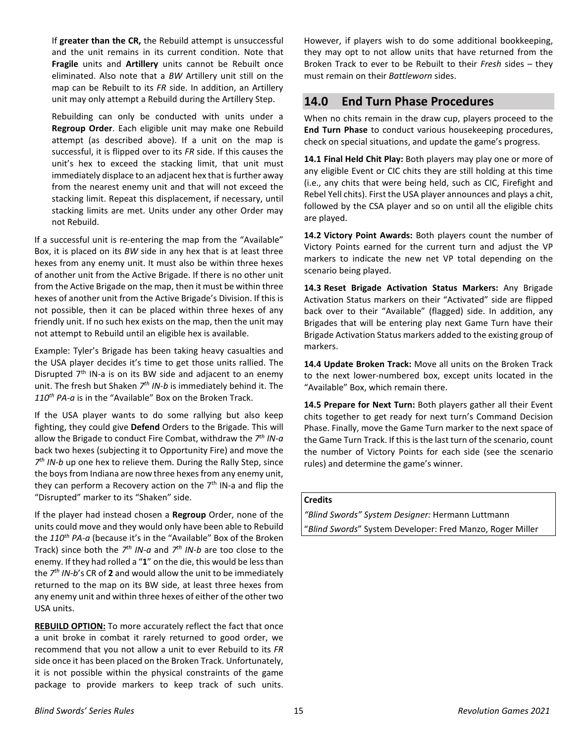If **greater than the CR,** the Rebuild attempt is unsuccessful and the unit remains in its current condition. Note that **Fragile** units and **Artillery** units cannot be Rebuilt once eliminated. Also note that a *BW* Artillery unit still on the map can be Rebuilt to its *FR* side. In addition, an Artillery unit may only attempt a Rebuild during the Artillery Step.

Rebuilding can only be conducted with units under a **Regroup Order**. Each eligible unit may make one Rebuild attempt (as described above). If a unit on the map is successful, it is flipped over to its *FR* side. If this causes the unit's hex to exceed the stacking limit, that unit must immediately displace to an adjacent hex that is further away from the nearest enemy unit and that will not exceed the stacking limit. Repeat this displacement, if necessary, until stacking limits are met. Units under any other Order may not Rebuild.

If a successful unit is re-entering the map from the "Available" Box, it is placed on its *BW* side in any hex that is at least three hexes from any enemy unit. It must also be within three hexes of another unit from the Active Brigade. If there is no other unit from the Active Brigade on the map, then it must be within three hexes of another unit from the Active Brigade's Division. If this is not possible, then it can be placed within three hexes of any friendly unit. If no such hex exists on the map, then the unit may not attempt to Rebuild until an eligible hex is available.

Example: Tyler's Brigade has been taking heavy casualties and the USA player decides it's time to get those units rallied. The Disrupted 7th IN-a is on its BW side and adjacent to an enemy unit. The fresh but Shaken *7th IN-b* is immediately behind it. The *110th PA-a* is in the "Available" Box on the Broken Track.

If the USA player wants to do some rallying but also keep fighting, they could give **Defend** Orders to the Brigade. This will allow the Brigade to conduct Fire Combat, withdraw the *7th IN-a* back two hexes (subjecting it to Opportunity Fire) and move the *7th IN-b* up one hex to relieve them. During the Rally Step, since the boys from Indiana are now three hexes from any enemy unit, they can perform a Recovery action on the 7th IN-a and flip the "Disrupted" marker to its "Shaken" side.

If the player had instead chosen a **Regroup** Order, none of the units could move and they would only have been able to Rebuild the *110th PA-a* (because it's in the "Available" Box of the Broken Track) since both the *7th IN-a* and *7th IN-b* are too close to the enemy. If they had rolled a "**1**" on the die, this would be less than the *7th IN-b*'s CR of **2** and would allow the unit to be immediately returned to the map on its BW side, at least three hexes from any enemy unit and within three hexes of either of the other two USA units.

**REBUILD OPTION:** To more accurately reflect the fact that once a unit broke in combat it rarely returned to good order, we recommend that you not allow a unit to ever Rebuild to its *FR* side once it has been placed on the Broken Track. Unfortunately, it is not possible within the physical constraints of the game package to provide markers to keep track of such units. However, if players wish to do some additional bookkeeping, they may opt to not allow units that have returned from the Broken Track to ever to be Rebuilt to their *Fresh* sides – they must remain on their *Battleworn* sides.

## 14.0 End Turn Phase Procedures

When no chits remain in the draw cup, players proceed to the **End Turn Phase** to conduct various housekeeping procedures, check on special situations, and update the game's progress.

**14.1 Final Held Chit Play:** Both players may play one or more of any eligible Event or CIC chits they are still holding at this time (i.e., any chits that were being held, such as CIC, Firefight and Rebel Yell chits). First the USA player announces and plays a chit, followed by the CSA player and so on until all the eligible chits are played.

**14.2 Victory Point Awards:** Both players count the number of Victory Points earned for the current turn and adjust the VP markers to indicate the new net VP total depending on the scenario being played.

**14.3 Reset Brigade Activation Status Markers:** Any Brigade Activation Status markers on their "Activated" side are flipped back over to their "Available" (flagged) side. In addition, any Brigades that will be entering play next Game Turn have their Brigade Activation Status markers added to the existing group of markers.

**14.4 Update Broken Track:** Move all units on the Broken Track to the next lower-numbered box, except units located in the "Available" Box, which remain there.

**14.5 Prepare for Next Turn:** Both players gather all their Event chits together to get ready for next turn's Command Decision Phase. Finally, move the Game Turn marker to the next space of the Game Turn Track. If this is the last turn of the scenario, count the number of Victory Points for each side (see the scenario rules) and determine the game's winner.

**Credits**

*"Blind Swords" System Designer:* Hermann Luttmann

"*Blind Swords*" System Developer: Fred Manzo, Roger Miller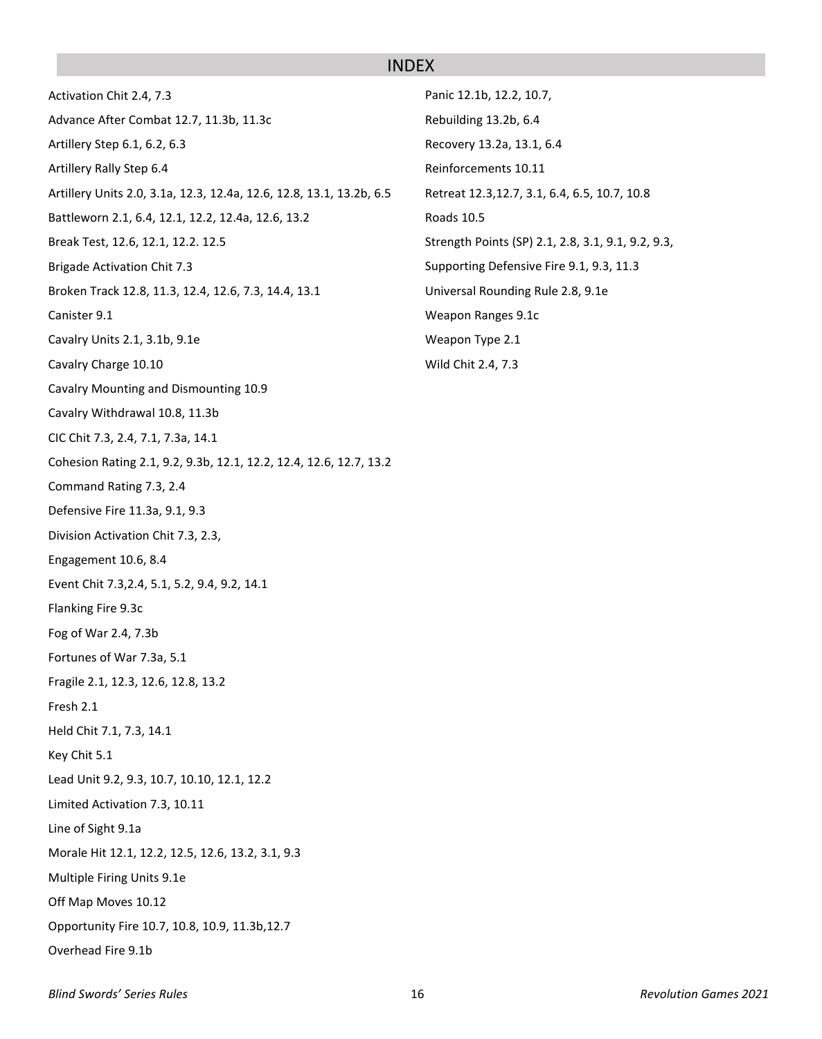## INDEX

Activation Chit 2.4, 7.3

Advance After Combat 12.7, 11.3b, 11.3c

Artillery Step 6.1, 6.2, 6.3

Artillery Rally Step 6.4

Artillery Units 2.0, 3.1a, 12.3, 12.4a, 12.6, 12.8, 13.1, 13.2b, 6.5

Battleworn 2.1, 6.4, 12.1, 12.2, 12.4a, 12.6, 13.2

Break Test, 12.6, 12.1, 12.2. 12.5

Brigade Activation Chit 7.3

Broken Track 12.8, 11.3, 12.4, 12.6, 7.3, 14.4, 13.1

Canister 9.1

Cavalry Units 2.1, 3.1b, 9.1e

Cavalry Charge 10.10

Cavalry Mounting and Dismounting 10.9

Cavalry Withdrawal 10.8, 11.3b

CIC Chit 7.3, 2.4, 7.1, 7.3a, 14.1

Cohesion Rating 2.1, 9.2, 9.3b, 12.1, 12.2, 12.4, 12.6, 12.7, 13.2

Command Rating 7.3, 2.4

Defensive Fire 11.3a, 9.1, 9.3

Division Activation Chit 7.3, 2.3,

Engagement 10.6, 8.4

Event Chit 7.3,2.4, 5.1, 5.2, 9.4, 9.2, 14.1

Flanking Fire 9.3c

Fog of War 2.4, 7.3b

Fortunes of War 7.3a, 5.1

Fragile 2.1, 12.3, 12.6, 12.8, 13.2

Fresh 2.1

Held Chit 7.1, 7.3, 14.1

Key Chit 5.1

Lead Unit 9.2, 9.3, 10.7, 10.10, 12.1, 12.2

Limited Activation 7.3, 10.11

Line of Sight 9.1a

Morale Hit 12.1, 12.2, 12.5, 12.6, 13.2, 3.1, 9.3

Multiple Firing Units 9.1e

Off Map Moves 10.12

Opportunity Fire 10.7, 10.8, 10.9, 11.3b,12.7

Overhead Fire 9.1b

Panic 12.1b, 12.2, 10.7,

Rebuilding 13.2b, 6.4

Recovery 13.2a, 13.1, 6.4

Reinforcements 10.11

Retreat 12.3,12.7, 3.1, 6.4, 6.5, 10.7, 10.8

Roads 10.5

Strength Points (SP) 2.1, 2.8, 3.1, 9.1, 9.2, 9.3,

Supporting Defensive Fire 9.1, 9.3, 11.3

Universal Rounding Rule 2.8, 9.1e

Weapon Ranges 9.1c

Weapon Type 2.1

Wild Chit 2.4, 7.3